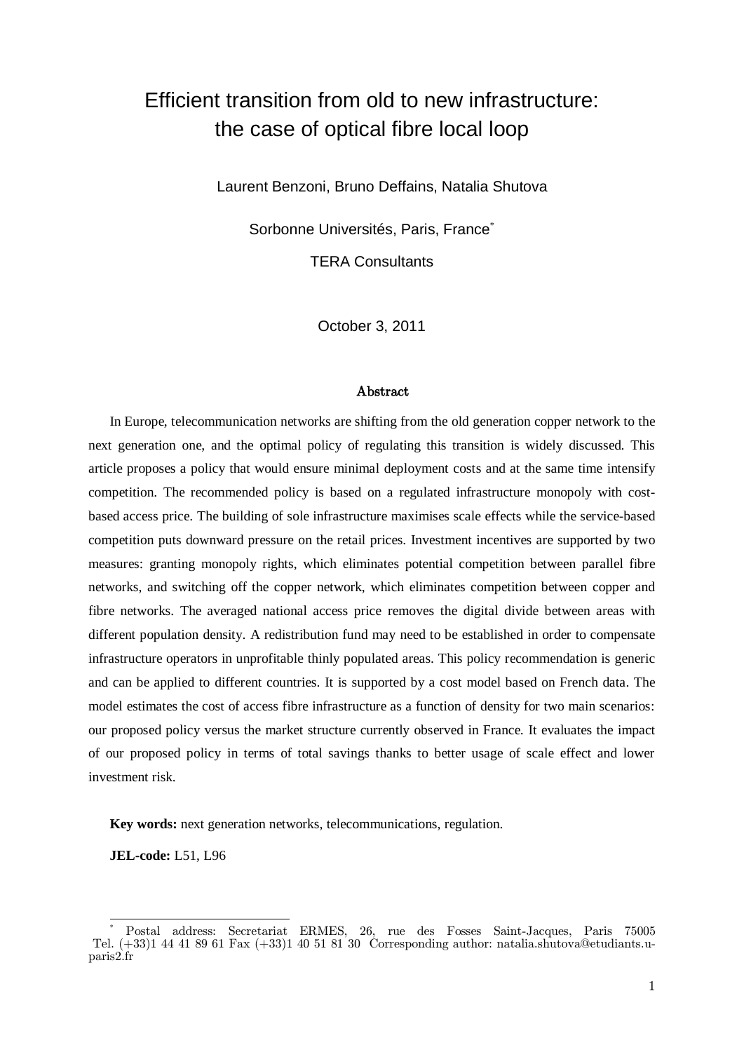# Efficient transition from old to new infrastructure: the case of optical fibre local loop

Laurent Benzoni, Bruno Deffains, Natalia Shutova

Sorbonne Universités, Paris, France[*]

TERA Consultants

October 3, 2011

## Abstract

In Europe, telecommunication networks are shifting from the old generation copper network to the next generation one, and the optimal policy of regulating this transition is widely discussed. This article proposes a policy that would ensure minimal deployment costs and at the same time intensify competition. The recommended policy is based on a regulated infrastructure monopoly with cost-based access price. The building of sole infrastructure maximises scale effects while the service-based competition puts downward pressure on the retail prices. Investment incentives are supported by two measures: granting monopoly rights, which eliminates potential competition between parallel fibre networks, and switching off the copper network, which eliminates competition between copper and fibre networks. The averaged national access price removes the digital divide between areas with different population density. A redistribution fund may need to be established in order to compensate infrastructure operators in unprofitable thinly populated areas. This policy recommendation is generic and can be applied to different countries. It is supported by a cost model based on French data. The model estimates the cost of access fibre infrastructure as a function of density for two main scenarios: our proposed policy versus the market structure currently observed in France. It evaluates the impact of our proposed policy in terms of total savings thanks to better usage of scale effect and lower investment risk.

**Key words:** next generation networks, telecommunications, regulation.

**JEL-code:** L51, L96

---

[*] Postal address: Secretariat ERMES, 26, rue des Fosses Saint-Jacques, Paris 75005 Tel. (+33)1 44 41 89 61 Fax (+33)1 40 51 81 30 Corresponding author: natalia.shutova@etudiants.u-paris2.fr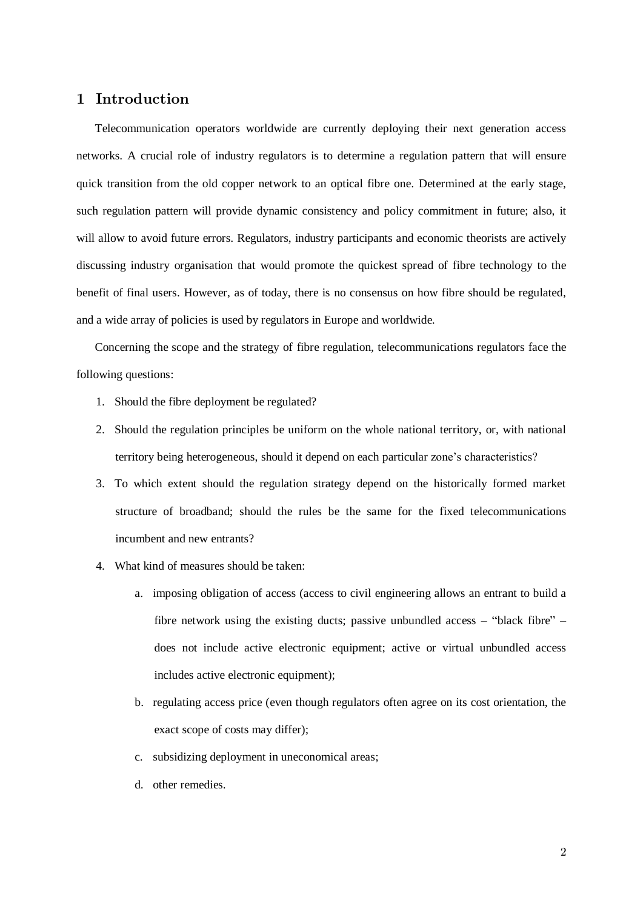## 1 Introduction

Telecommunication operators worldwide are currently deploying their next generation access networks. A crucial role of industry regulators is to determine a regulation pattern that will ensure quick transition from the old copper network to an optical fibre one. Determined at the early stage, such regulation pattern will provide dynamic consistency and policy commitment in future; also, it will allow to avoid future errors. Regulators, industry participants and economic theorists are actively discussing industry organisation that would promote the quickest spread of fibre technology to the benefit of final users. However, as of today, there is no consensus on how fibre should be regulated, and a wide array of policies is used by regulators in Europe and worldwide.

Concerning the scope and the strategy of fibre regulation, telecommunications regulators face the following questions:

1. Should the fibre deployment be regulated?
2. Should the regulation principles be uniform on the whole national territory, or, with national territory being heterogeneous, should it depend on each particular zone's characteristics?
3. To which extent should the regulation strategy depend on the historically formed market structure of broadband; should the rules be the same for the fixed telecommunications incumbent and new entrants?
4. What kind of measures should be taken:
    a. imposing obligation of access (access to civil engineering allows an entrant to build a fibre network using the existing ducts; passive unbundled access – "black fibre" – does not include active electronic equipment; active or virtual unbundled access includes active electronic equipment);
    b. regulating access price (even though regulators often agree on its cost orientation, the exact scope of costs may differ);
    c. subsidizing deployment in uneconomical areas;
    d. other remedies.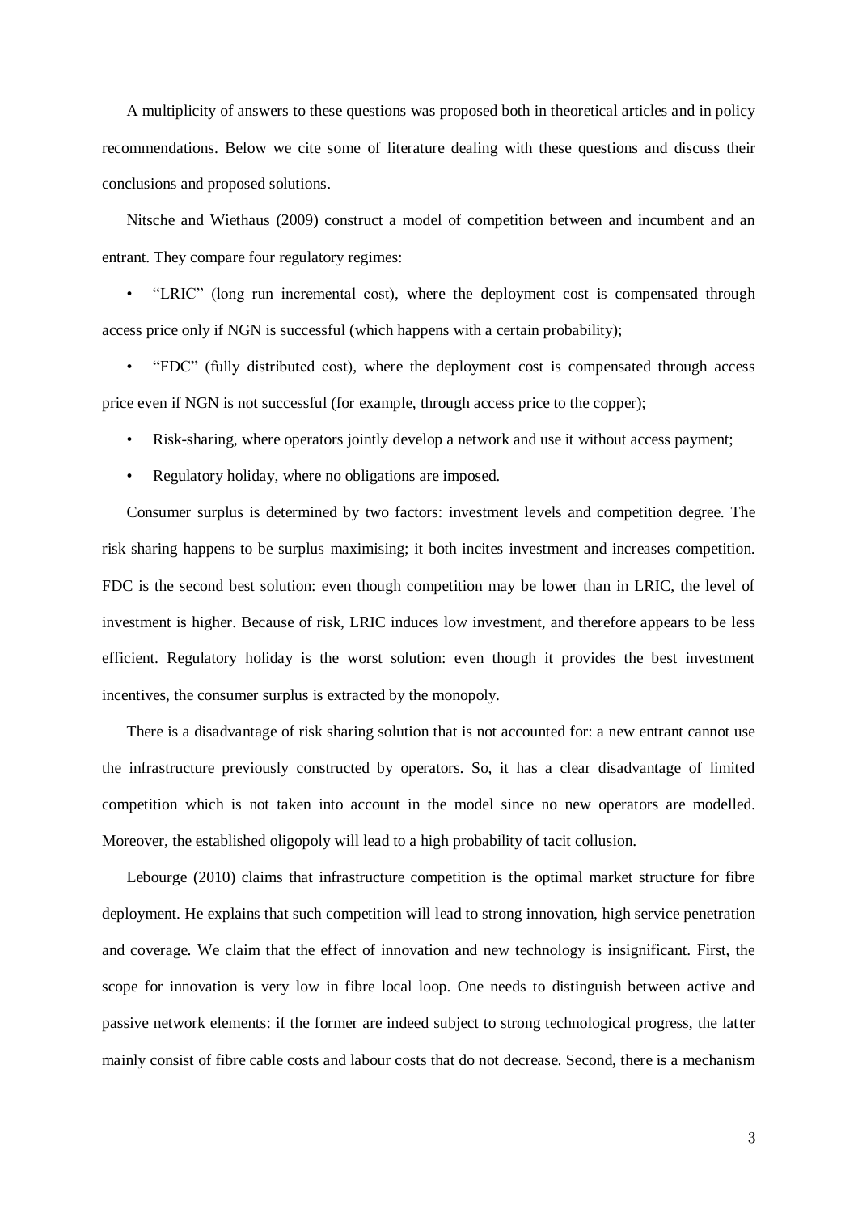A multiplicity of answers to these questions was proposed both in theoretical articles and in policy recommendations. Below we cite some of literature dealing with these questions and discuss their conclusions and proposed solutions.

Nitsche and Wiethaus (2009) construct a model of competition between and incumbent and an entrant. They compare four regulatory regimes:

- "LRIC" (long run incremental cost), where the deployment cost is compensated through access price only if NGN is successful (which happens with a certain probability);
- "FDC" (fully distributed cost), where the deployment cost is compensated through access price even if NGN is not successful (for example, through access price to the copper);
- Risk-sharing, where operators jointly develop a network and use it without access payment;
- Regulatory holiday, where no obligations are imposed.

Consumer surplus is determined by two factors: investment levels and competition degree. The risk sharing happens to be surplus maximising; it both incites investment and increases competition. FDC is the second best solution: even though competition may be lower than in LRIC, the level of investment is higher. Because of risk, LRIC induces low investment, and therefore appears to be less efficient. Regulatory holiday is the worst solution: even though it provides the best investment incentives, the consumer surplus is extracted by the monopoly.

There is a disadvantage of risk sharing solution that is not accounted for: a new entrant cannot use the infrastructure previously constructed by operators. So, it has a clear disadvantage of limited competition which is not taken into account in the model since no new operators are modelled. Moreover, the established oligopoly will lead to a high probability of tacit collusion.

Lebourge (2010) claims that infrastructure competition is the optimal market structure for fibre deployment. He explains that such competition will lead to strong innovation, high service penetration and coverage. We claim that the effect of innovation and new technology is insignificant. First, the scope for innovation is very low in fibre local loop. One needs to distinguish between active and passive network elements: if the former are indeed subject to strong technological progress, the latter mainly consist of fibre cable costs and labour costs that do not decrease. Second, there is a mechanism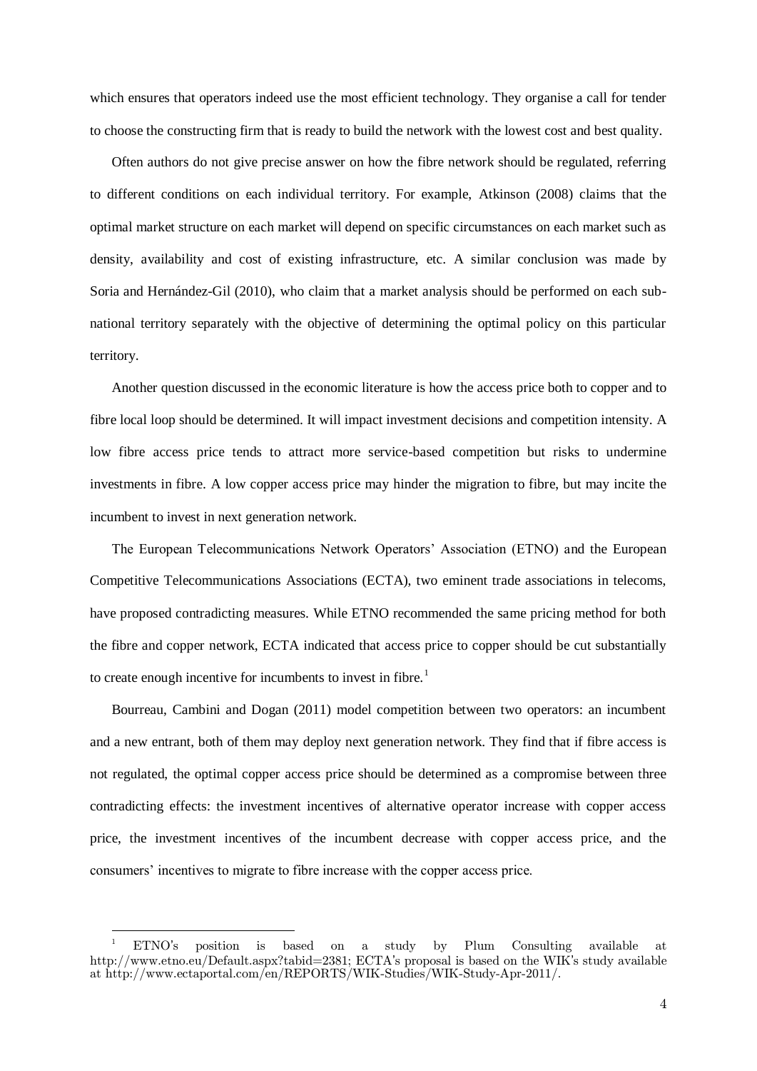which ensures that operators indeed use the most efficient technology. They organise a call for tender to choose the constructing firm that is ready to build the network with the lowest cost and best quality.

Often authors do not give precise answer on how the fibre network should be regulated, referring to different conditions on each individual territory. For example, Atkinson (2008) claims that the optimal market structure on each market will depend on specific circumstances on each market such as density, availability and cost of existing infrastructure, etc. A similar conclusion was made by Soria and Hernández-Gil (2010), who claim that a market analysis should be performed on each sub-national territory separately with the objective of determining the optimal policy on this particular territory.

Another question discussed in the economic literature is how the access price both to copper and to fibre local loop should be determined. It will impact investment decisions and competition intensity. A low fibre access price tends to attract more service-based competition but risks to undermine investments in fibre. A low copper access price may hinder the migration to fibre, but may incite the incumbent to invest in next generation network.

The European Telecommunications Network Operators' Association (ETNO) and the European Competitive Telecommunications Associations (ECTA), two eminent trade associations in telecoms, have proposed contradicting measures. While ETNO recommended the same pricing method for both the fibre and copper network, ECTA indicated that access price to copper should be cut substantially to create enough incentive for incumbents to invest in fibre.[1]

Bourreau, Cambini and Dogan (2011) model competition between two operators: an incumbent and a new entrant, both of them may deploy next generation network. They find that if fibre access is not regulated, the optimal copper access price should be determined as a compromise between three contradicting effects: the investment incentives of alternative operator increase with copper access price, the investment incentives of the incumbent decrease with copper access price, and the consumers' incentives to migrate to fibre increase with the copper access price.

[1] ETNO's position is based on a study by Plum Consulting available at http://www.etno.eu/Default.aspx?tabid=2381; ECTA's proposal is based on the WIK's study available at http://www.ectaportal.com/en/REPORTS/WIK-Studies/WIK-Study-Apr-2011/.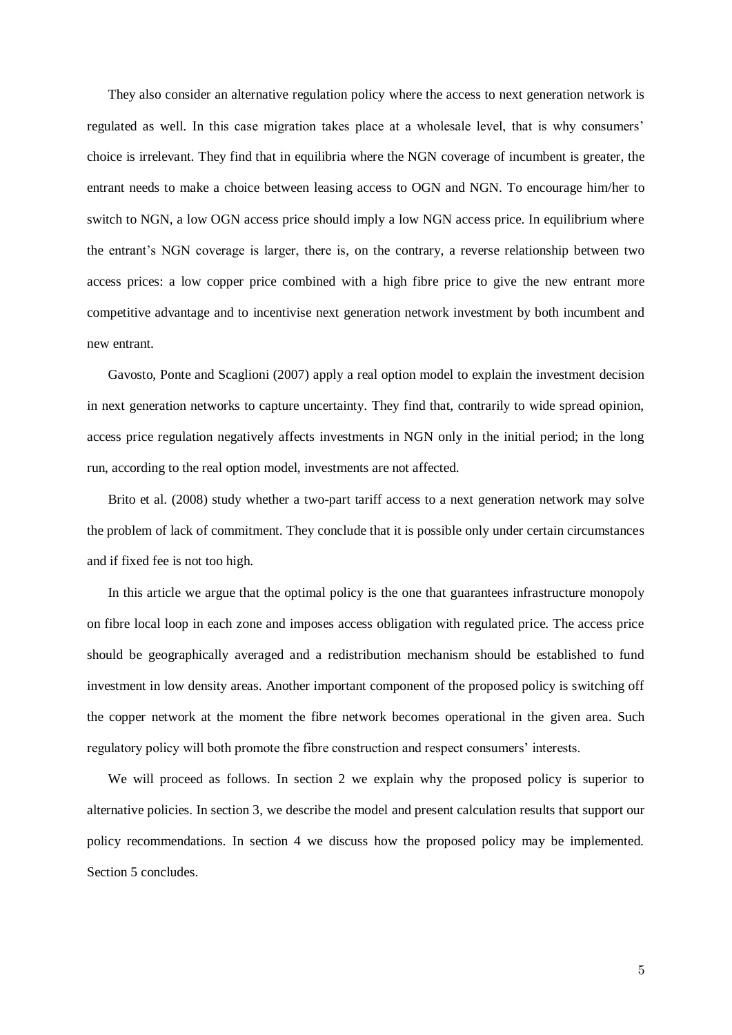They also consider an alternative regulation policy where the access to next generation network is regulated as well. In this case migration takes place at a wholesale level, that is why consumers' choice is irrelevant. They find that in equilibria where the NGN coverage of incumbent is greater, the entrant needs to make a choice between leasing access to OGN and NGN. To encourage him/her to switch to NGN, a low OGN access price should imply a low NGN access price. In equilibrium where the entrant's NGN coverage is larger, there is, on the contrary, a reverse relationship between two access prices: a low copper price combined with a high fibre price to give the new entrant more competitive advantage and to incentivise next generation network investment by both incumbent and new entrant.

Gavosto, Ponte and Scaglioni (2007) apply a real option model to explain the investment decision in next generations networks to capture uncertainty. They find that, contrarily to wide spread opinion, access price regulation negatively affects investments in NGN only in the initial period; in the long run, according to the real option model, investments are not affected.

Brito et al. (2008) study whether a two-part tariff access to a next generation network may solve the problem of lack of commitment. They conclude that it is possible only under certain circumstances and if fixed fee is not too high.

In this article we argue that the optimal policy is the one that guarantees infrastructure monopoly on fibre local loop in each zone and imposes access obligation with regulated price. The access price should be geographically averaged and a redistribution mechanism should be established to fund investment in low density areas. Another important component of the proposed policy is switching off the copper network at the moment the fibre network becomes operational in the given area. Such regulatory policy will both promote the fibre construction and respect consumers' interests.

We will proceed as follows. In section 2 we explain why the proposed policy is superior to alternative policies. In section 3, we describe the model and present calculation results that support our policy recommendations. In section 4 we discuss how the proposed policy may be implemented. Section 5 concludes.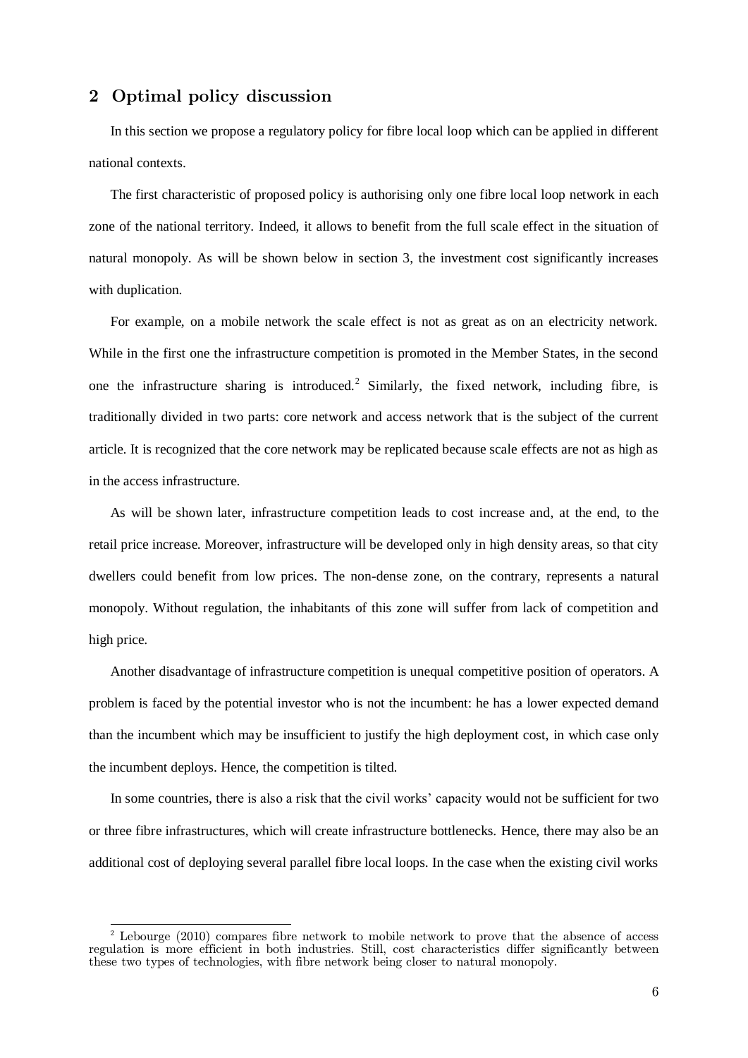## 2 Optimal policy discussion

In this section we propose a regulatory policy for fibre local loop which can be applied in different national contexts.

The first characteristic of proposed policy is authorising only one fibre local loop network in each zone of the national territory. Indeed, it allows to benefit from the full scale effect in the situation of natural monopoly. As will be shown below in section 3, the investment cost significantly increases with duplication.

For example, on a mobile network the scale effect is not as great as on an electricity network. While in the first one the infrastructure competition is promoted in the Member States, in the second one the infrastructure sharing is introduced.[2] Similarly, the fixed network, including fibre, is traditionally divided in two parts: core network and access network that is the subject of the current article. It is recognized that the core network may be replicated because scale effects are not as high as in the access infrastructure.

As will be shown later, infrastructure competition leads to cost increase and, at the end, to the retail price increase. Moreover, infrastructure will be developed only in high density areas, so that city dwellers could benefit from low prices. The non-dense zone, on the contrary, represents a natural monopoly. Without regulation, the inhabitants of this zone will suffer from lack of competition and high price.

Another disadvantage of infrastructure competition is unequal competitive position of operators. A problem is faced by the potential investor who is not the incumbent: he has a lower expected demand than the incumbent which may be insufficient to justify the high deployment cost, in which case only the incumbent deploys. Hence, the competition is tilted.

In some countries, there is also a risk that the civil works' capacity would not be sufficient for two or three fibre infrastructures, which will create infrastructure bottlenecks. Hence, there may also be an additional cost of deploying several parallel fibre local loops. In the case when the existing civil works

---

[2] Lebourge (2010) compares fibre network to mobile network to prove that the absence of access regulation is more efficient in both industries. Still, cost characteristics differ significantly between these two types of technologies, with fibre network being closer to natural monopoly.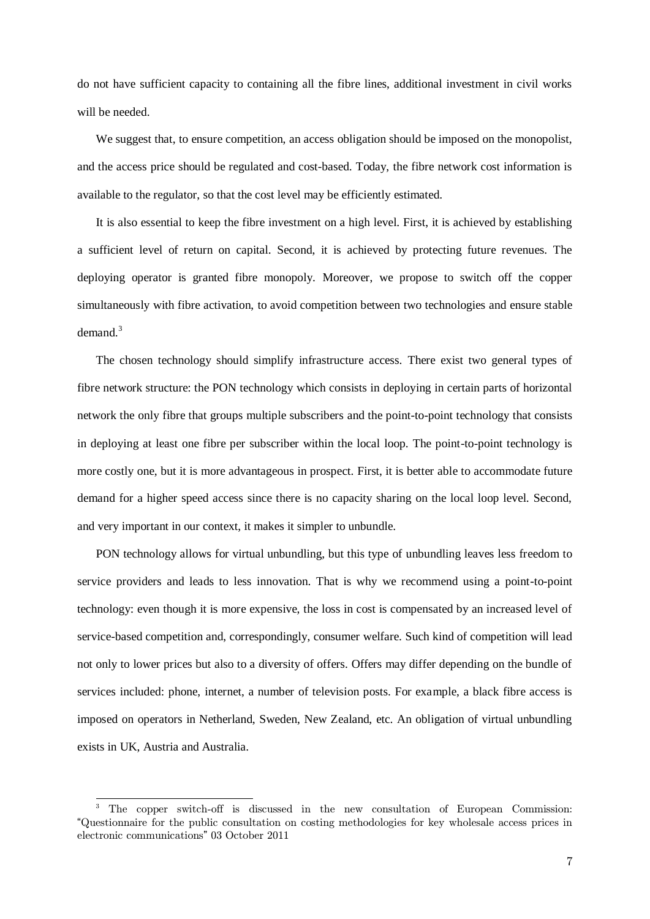do not have sufficient capacity to containing all the fibre lines, additional investment in civil works will be needed.

We suggest that, to ensure competition, an access obligation should be imposed on the monopolist, and the access price should be regulated and cost-based. Today, the fibre network cost information is available to the regulator, so that the cost level may be efficiently estimated.

It is also essential to keep the fibre investment on a high level. First, it is achieved by establishing a sufficient level of return on capital. Second, it is achieved by protecting future revenues. The deploying operator is granted fibre monopoly. Moreover, we propose to switch off the copper simultaneously with fibre activation, to avoid competition between two technologies and ensure stable demand.[3]

The chosen technology should simplify infrastructure access. There exist two general types of fibre network structure: the PON technology which consists in deploying in certain parts of horizontal network the only fibre that groups multiple subscribers and the point-to-point technology that consists in deploying at least one fibre per subscriber within the local loop. The point-to-point technology is more costly one, but it is more advantageous in prospect. First, it is better able to accommodate future demand for a higher speed access since there is no capacity sharing on the local loop level. Second, and very important in our context, it makes it simpler to unbundle.

PON technology allows for virtual unbundling, but this type of unbundling leaves less freedom to service providers and leads to less innovation. That is why we recommend using a point-to-point technology: even though it is more expensive, the loss in cost is compensated by an increased level of service-based competition and, correspondingly, consumer welfare. Such kind of competition will lead not only to lower prices but also to a diversity of offers. Offers may differ depending on the bundle of services included: phone, internet, a number of television posts. For example, a black fibre access is imposed on operators in Netherland, Sweden, New Zealand, etc. An obligation of virtual unbundling exists in UK, Austria and Australia.

---

[3] The copper switch-off is discussed in the new consultation of European Commission: "Questionnaire for the public consultation on costing methodologies for key wholesale access prices in electronic communications" 03 October 2011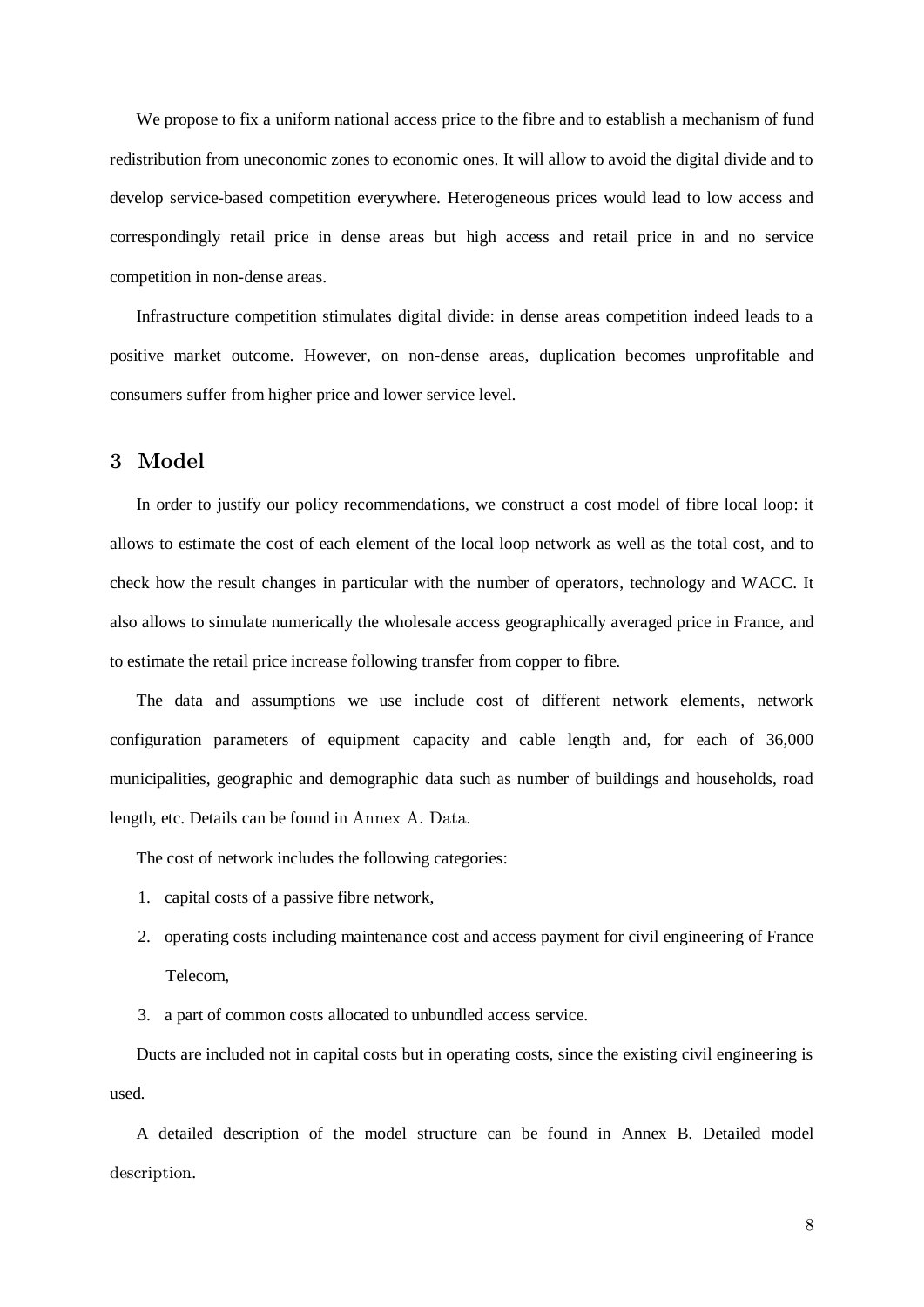We propose to fix a uniform national access price to the fibre and to establish a mechanism of fund redistribution from uneconomic zones to economic ones. It will allow to avoid the digital divide and to develop service-based competition everywhere. Heterogeneous prices would lead to low access and correspondingly retail price in dense areas but high access and retail price in and no service competition in non-dense areas.

Infrastructure competition stimulates digital divide: in dense areas competition indeed leads to a positive market outcome. However, on non-dense areas, duplication becomes unprofitable and consumers suffer from higher price and lower service level.

## 3 Model

In order to justify our policy recommendations, we construct a cost model of fibre local loop: it allows to estimate the cost of each element of the local loop network as well as the total cost, and to check how the result changes in particular with the number of operators, technology and WACC. It also allows to simulate numerically the wholesale access geographically averaged price in France, and to estimate the retail price increase following transfer from copper to fibre.

The data and assumptions we use include cost of different network elements, network configuration parameters of equipment capacity and cable length and, for each of 36,000 municipalities, geographic and demographic data such as number of buildings and households, road length, etc. Details can be found in Annex A. Data.

The cost of network includes the following categories:

1. capital costs of a passive fibre network,
2. operating costs including maintenance cost and access payment for civil engineering of France Telecom,
3. a part of common costs allocated to unbundled access service.

Ducts are included not in capital costs but in operating costs, since the existing civil engineering is used.

A detailed description of the model structure can be found in Annex B. Detailed model description.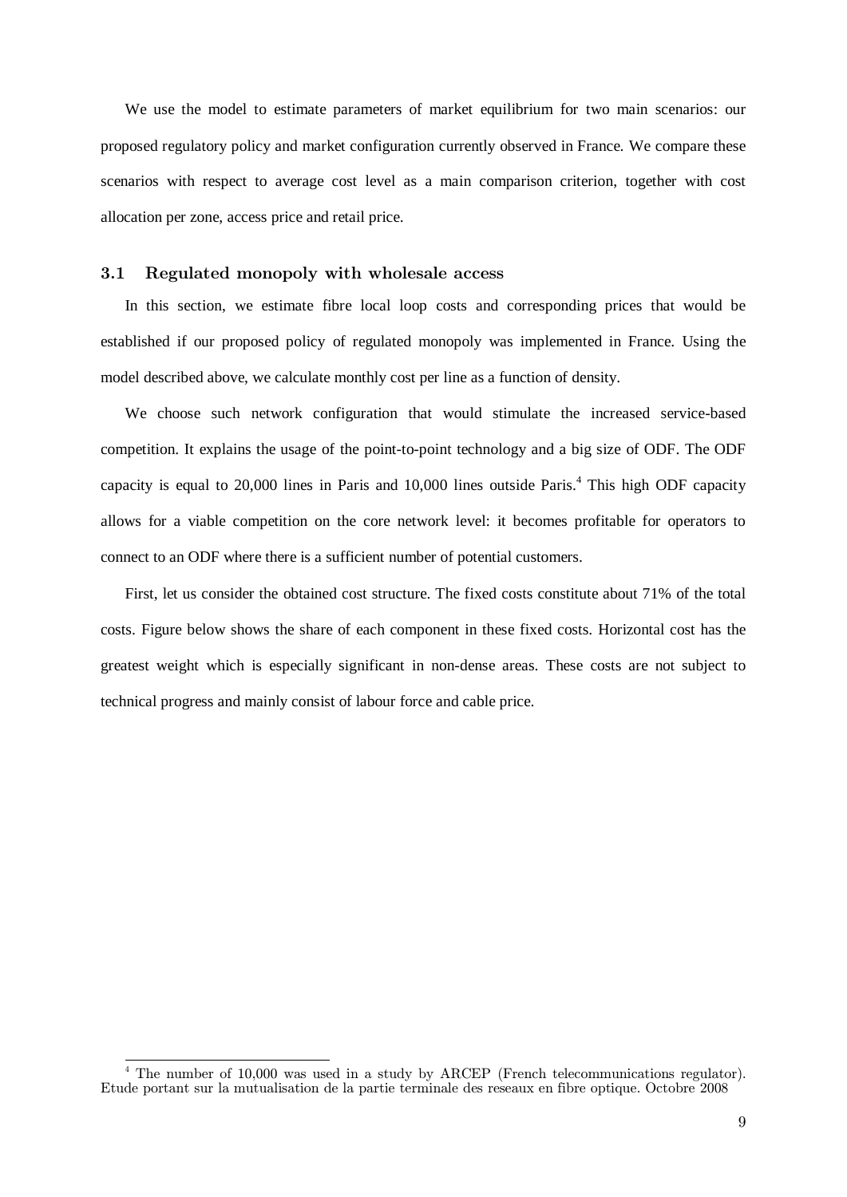We use the model to estimate parameters of market equilibrium for two main scenarios: our proposed regulatory policy and market configuration currently observed in France. We compare these scenarios with respect to average cost level as a main comparison criterion, together with cost allocation per zone, access price and retail price.

### 3.1 Regulated monopoly with wholesale access

In this section, we estimate fibre local loop costs and corresponding prices that would be established if our proposed policy of regulated monopoly was implemented in France. Using the model described above, we calculate monthly cost per line as a function of density.

We choose such network configuration that would stimulate the increased service-based competition. It explains the usage of the point-to-point technology and a big size of ODF. The ODF capacity is equal to 20,000 lines in Paris and 10,000 lines outside Paris.[4] This high ODF capacity allows for a viable competition on the core network level: it becomes profitable for operators to connect to an ODF where there is a sufficient number of potential customers.

First, let us consider the obtained cost structure. The fixed costs constitute about 71% of the total costs. Figure below shows the share of each component in these fixed costs. Horizontal cost has the greatest weight which is especially significant in non-dense areas. These costs are not subject to technical progress and mainly consist of labour force and cable price.

[4] The number of 10,000 was used in a study by ARCEP (French telecommunications regulator). Etude portant sur la mutualisation de la partie terminale des reseaux en fibre optique. Octobre 2008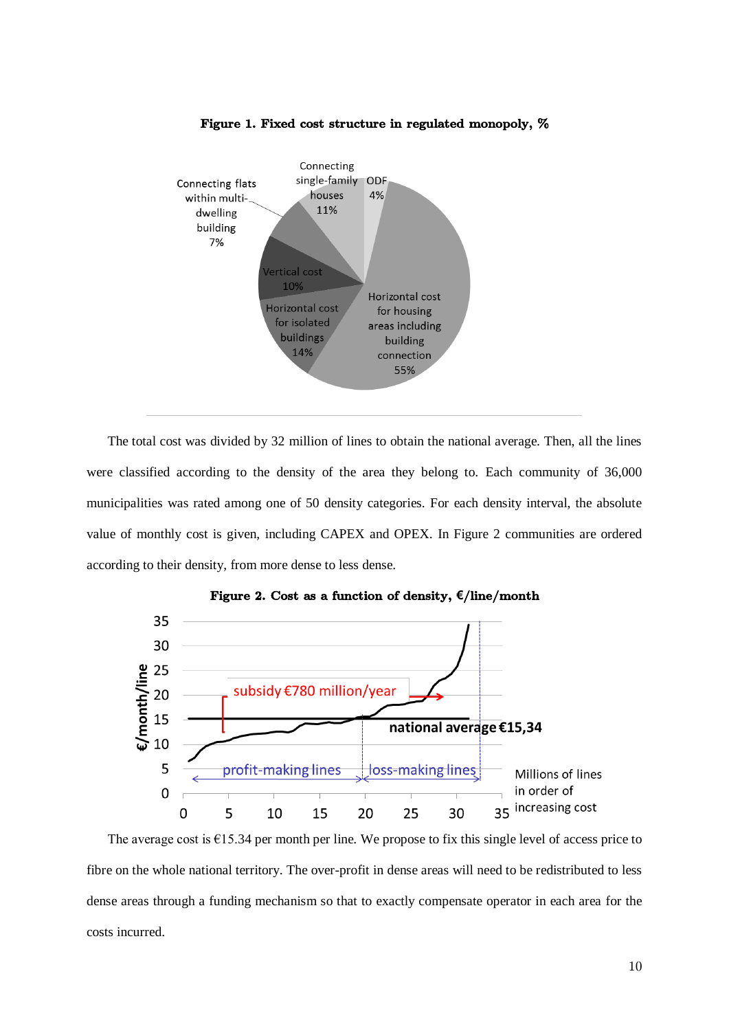**Figure 1. Fixed cost structure in regulated monopoly, %**

The total cost was divided by 32 million of lines to obtain the national average. Then, all the lines were classified according to the density of the area they belong to. Each community of 36,000 municipalities was rated among one of 50 density categories. For each density interval, the absolute value of monthly cost is given, including CAPEX and OPEX. In Figure 2 communities are ordered according to their density, from more dense to less dense.

**Figure 2. Cost as a function of density, €/line/month**

The average cost is €15.34 per month per line. We propose to fix this single level of access price to fibre on the whole national territory. The over-profit in dense areas will need to be redistributed to less dense areas through a funding mechanism so that to exactly compensate operator in each area for the costs incurred.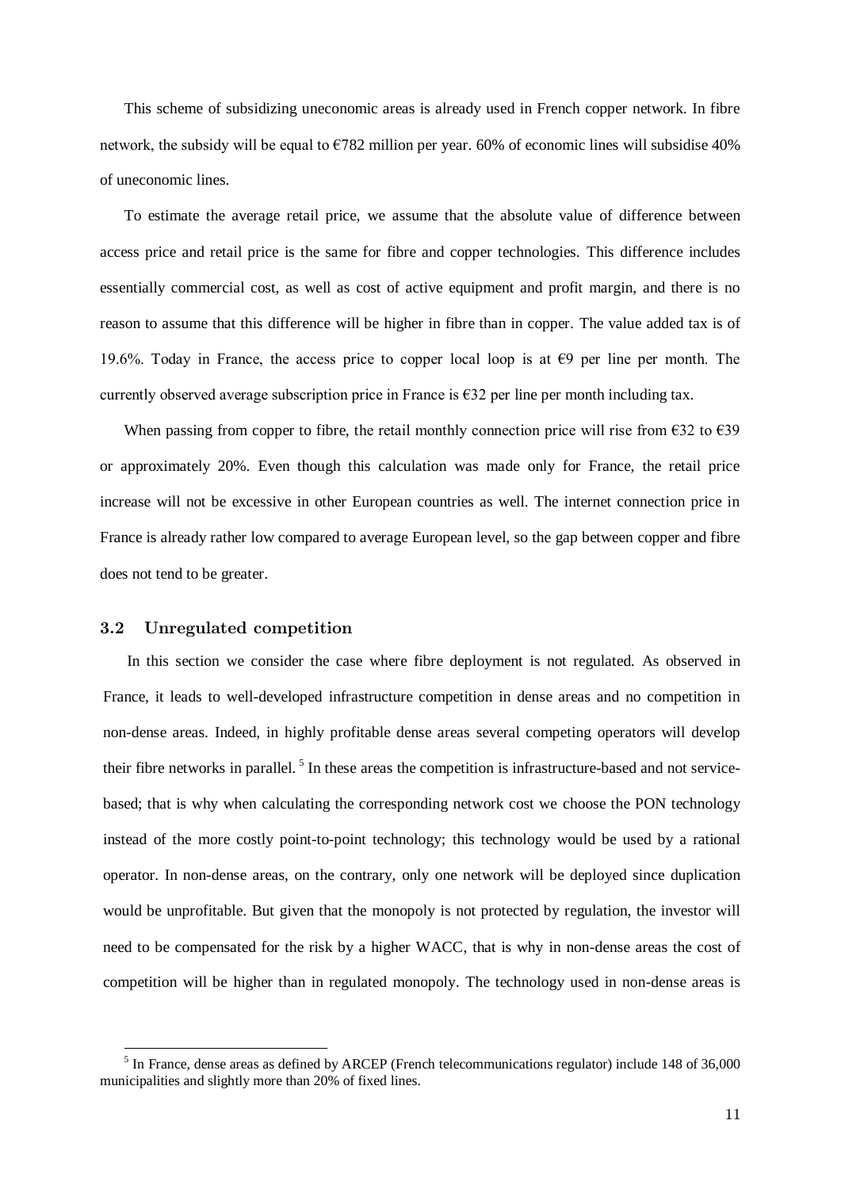This scheme of subsidizing uneconomic areas is already used in French copper network. In fibre network, the subsidy will be equal to €782 million per year. 60% of economic lines will subsidise 40% of uneconomic lines.

To estimate the average retail price, we assume that the absolute value of difference between access price and retail price is the same for fibre and copper technologies. This difference includes essentially commercial cost, as well as cost of active equipment and profit margin, and there is no reason to assume that this difference will be higher in fibre than in copper. The value added tax is of 19.6%. Today in France, the access price to copper local loop is at €9 per line per month. The currently observed average subscription price in France is €32 per line per month including tax.

When passing from copper to fibre, the retail monthly connection price will rise from €32 to €39 or approximately 20%. Even though this calculation was made only for France, the retail price increase will not be excessive in other European countries as well. The internet connection price in France is already rather low compared to average European level, so the gap between copper and fibre does not tend to be greater.

### 3.2 Unregulated competition

In this section we consider the case where fibre deployment is not regulated. As observed in France, it leads to well-developed infrastructure competition in dense areas and no competition in non-dense areas. Indeed, in highly profitable dense areas several competing operators will develop their fibre networks in parallel. [5] In these areas the competition is infrastructure-based and not service-based; that is why when calculating the corresponding network cost we choose the PON technology instead of the more costly point-to-point technology; this technology would be used by a rational operator. In non-dense areas, on the contrary, only one network will be deployed since duplication would be unprofitable. But given that the monopoly is not protected by regulation, the investor will need to be compensated for the risk by a higher WACC, that is why in non-dense areas the cost of competition will be higher than in regulated monopoly. The technology used in non-dense areas is

[5] In France, dense areas as defined by ARCEP (French telecommunications regulator) include 148 of 36,000 municipalities and slightly more than 20% of fixed lines.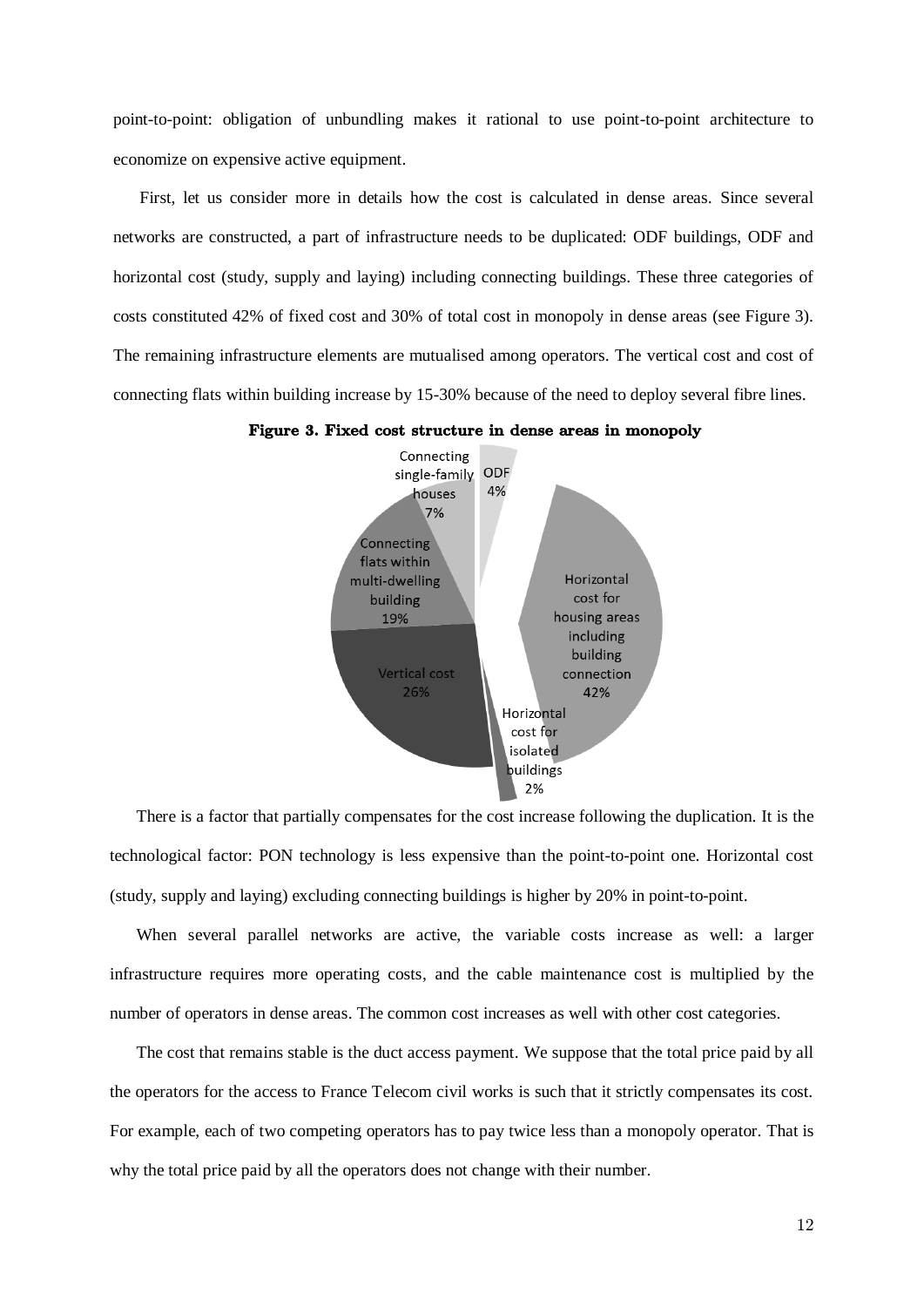point-to-point: obligation of unbundling makes it rational to use point-to-point architecture to economize on expensive active equipment.

First, let us consider more in details how the cost is calculated in dense areas. Since several networks are constructed, a part of infrastructure needs to be duplicated: ODF buildings, ODF and horizontal cost (study, supply and laying) including connecting buildings. These three categories of costs constituted 42% of fixed cost and 30% of total cost in monopoly in dense areas (see Figure 3). The remaining infrastructure elements are mutualised among operators. The vertical cost and cost of connecting flats within building increase by 15-30% because of the need to deploy several fibre lines.

**Figure 3. Fixed cost structure in dense areas in monopoly**

| Category | Share |
|---|---|
| ODF | 4% |
| Horizontal cost for housing areas including building connection | 42% |
| Horizontal cost for isolated buildings | 2% |
| Vertical cost | 26% |
| Connecting flats within multi-dwelling building | 19% |
| Connecting single-family houses | 7% |

There is a factor that partially compensates for the cost increase following the duplication. It is the technological factor: PON technology is less expensive than the point-to-point one. Horizontal cost (study, supply and laying) excluding connecting buildings is higher by 20% in point-to-point.

When several parallel networks are active, the variable costs increase as well: a larger infrastructure requires more operating costs, and the cable maintenance cost is multiplied by the number of operators in dense areas. The common cost increases as well with other cost categories.

The cost that remains stable is the duct access payment. We suppose that the total price paid by all the operators for the access to France Telecom civil works is such that it strictly compensates its cost. For example, each of two competing operators has to pay twice less than a monopoly operator. That is why the total price paid by all the operators does not change with their number.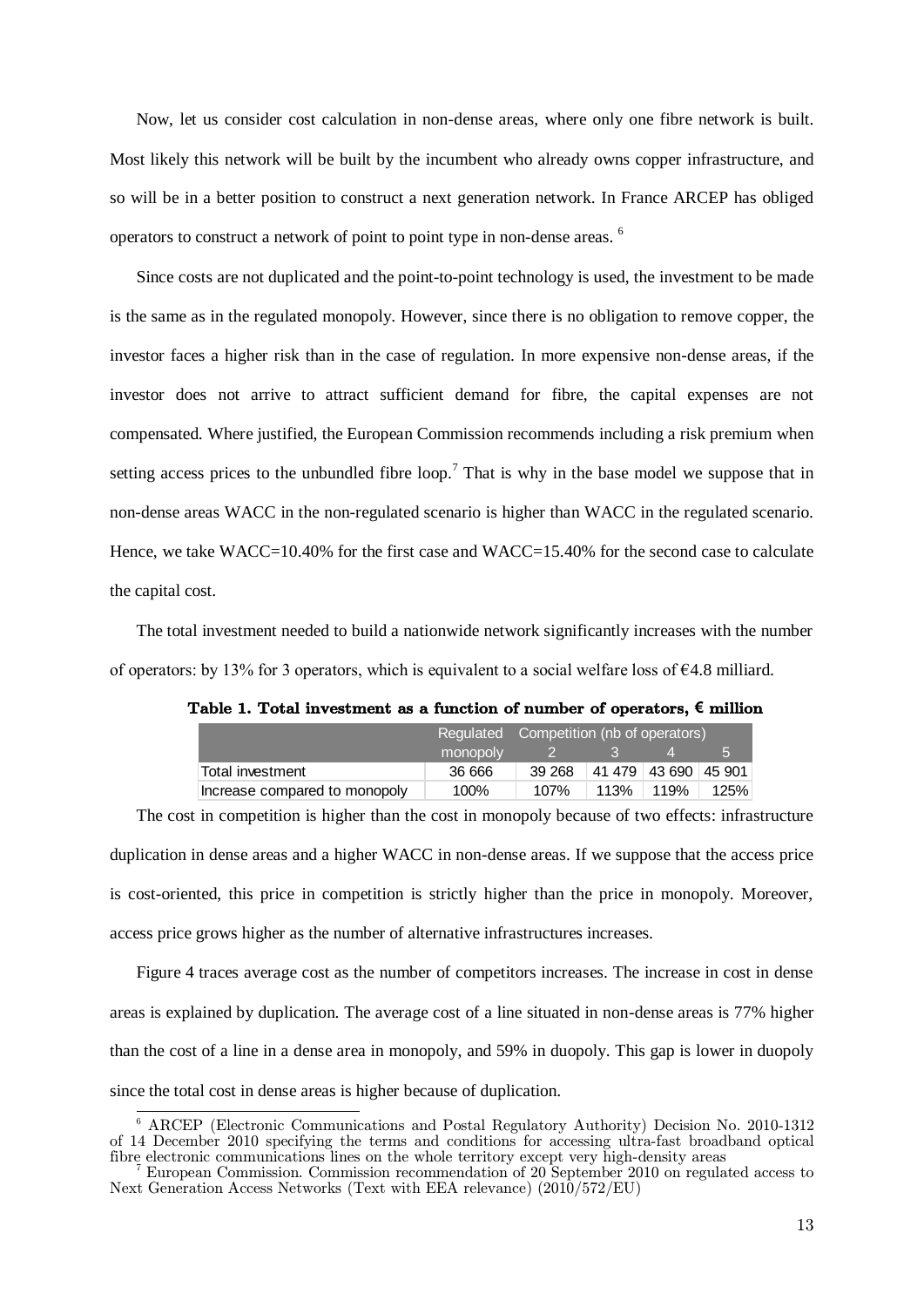Now, let us consider cost calculation in non-dense areas, where only one fibre network is built. Most likely this network will be built by the incumbent who already owns copper infrastructure, and so will be in a better position to construct a next generation network. In France ARCEP has obliged operators to construct a network of point to point type in non-dense areas. [6]

Since costs are not duplicated and the point-to-point technology is used, the investment to be made is the same as in the regulated monopoly. However, since there is no obligation to remove copper, the investor faces a higher risk than in the case of regulation. In more expensive non-dense areas, if the investor does not arrive to attract sufficient demand for fibre, the capital expenses are not compensated. Where justified, the European Commission recommends including a risk premium when setting access prices to the unbundled fibre loop.[7] That is why in the base model we suppose that in non-dense areas WACC in the non-regulated scenario is higher than WACC in the regulated scenario. Hence, we take WACC=10.40% for the first case and WACC=15.40% for the second case to calculate the capital cost.

The total investment needed to build a nationwide network significantly increases with the number of operators: by 13% for 3 operators, which is equivalent to a social welfare loss of €4.8 milliard.

**Table 1. Total investment as a function of number of operators, € million**

| | Regulated monopoly | Competition (nb of operators) 2 | 3 | 4 | 5 |
|---|---|---|---|---|---|
| Total investment | 36 666 | 39 268 | 41 479 | 43 690 | 45 901 |
| Increase compared to monopoly | 100% | 107% | 113% | 119% | 125% |

The cost in competition is higher than the cost in monopoly because of two effects: infrastructure duplication in dense areas and a higher WACC in non-dense areas. If we suppose that the access price is cost-oriented, this price in competition is strictly higher than the price in monopoly. Moreover, access price grows higher as the number of alternative infrastructures increases.

Figure 4 traces average cost as the number of competitors increases. The increase in cost in dense areas is explained by duplication. The average cost of a line situated in non-dense areas is 77% higher than the cost of a line in a dense area in monopoly, and 59% in duopoly. This gap is lower in duopoly since the total cost in dense areas is higher because of duplication.

[6] ARCEP (Electronic Communications and Postal Regulatory Authority) Decision No. 2010-1312 of 14 December 2010 specifying the terms and conditions for accessing ultra-fast broadband optical fibre electronic communications lines on the whole territory except very high-density areas

[7] European Commission. Commission recommendation of 20 September 2010 on regulated access to Next Generation Access Networks (Text with EEA relevance) (2010/572/EU)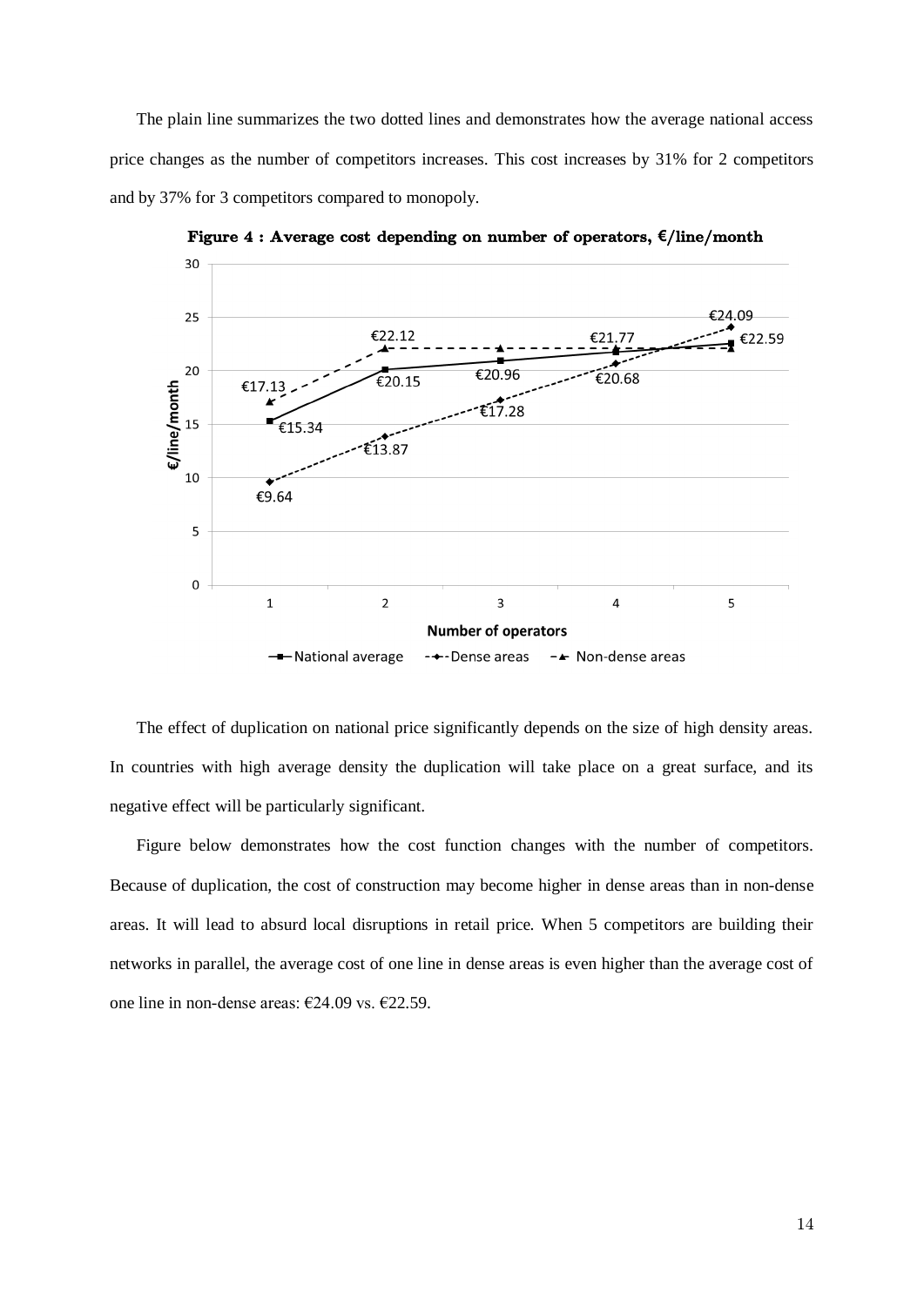The plain line summarizes the two dotted lines and demonstrates how the average national access price changes as the number of competitors increases. This cost increases by 31% for 2 competitors and by 37% for 3 competitors compared to monopoly.

**Figure 4 : Average cost depending on number of operators, €/line/month**

The effect of duplication on national price significantly depends on the size of high density areas. In countries with high average density the duplication will take place on a great surface, and its negative effect will be particularly significant.

Figure below demonstrates how the cost function changes with the number of competitors. Because of duplication, the cost of construction may become higher in dense areas than in non-dense areas. It will lead to absurd local disruptions in retail price. When 5 competitors are building their networks in parallel, the average cost of one line in dense areas is even higher than the average cost of one line in non-dense areas: €24.09 vs. €22.59.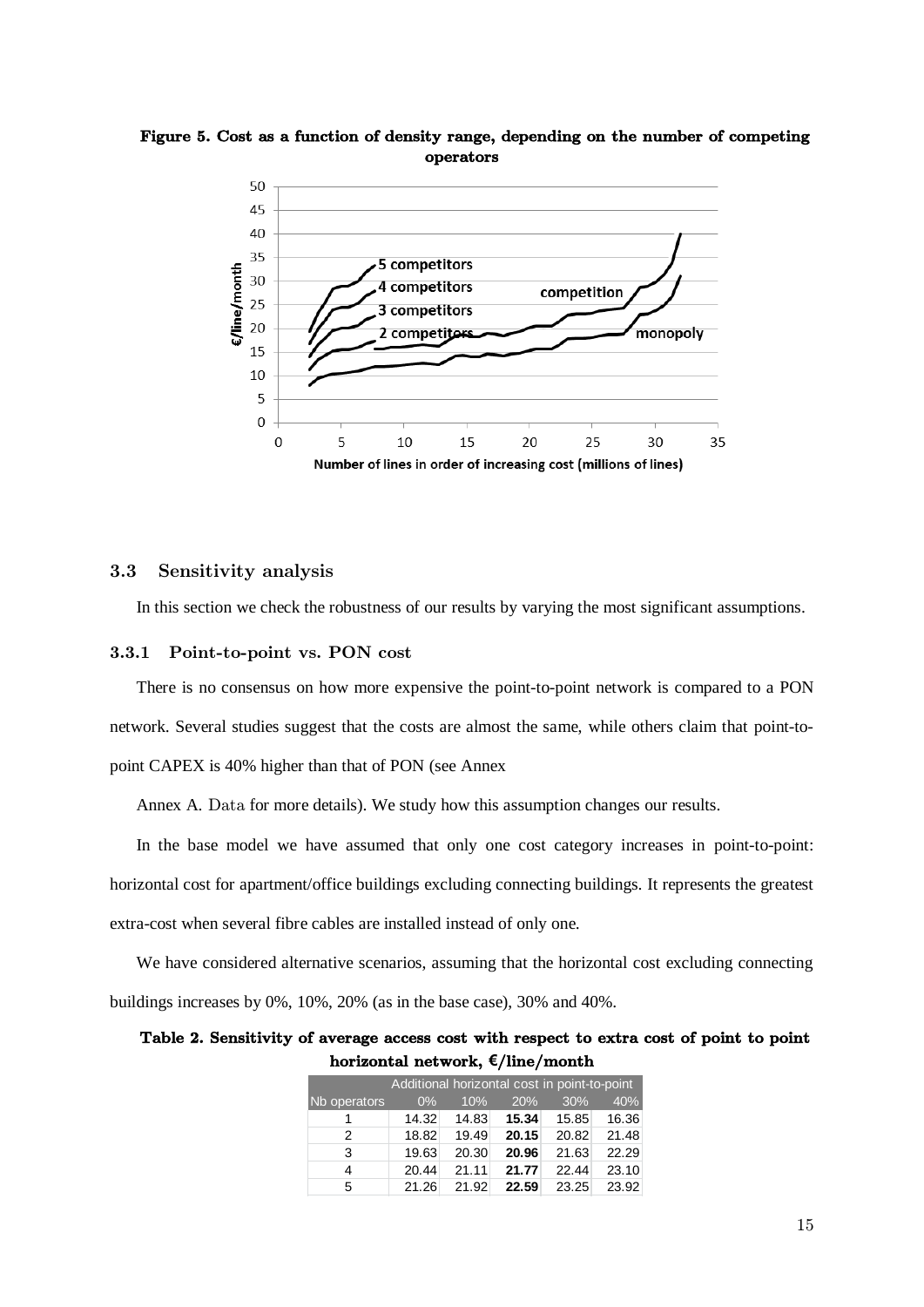**Figure 5. Cost as a function of density range, depending on the number of competing operators**

### 3.3 Sensitivity analysis

In this section we check the robustness of our results by varying the most significant assumptions.

#### 3.3.1 Point-to-point vs. PON cost

There is no consensus on how more expensive the point-to-point network is compared to a PON network. Several studies suggest that the costs are almost the same, while others claim that point-to-point CAPEX is 40% higher than that of PON (see Annex

Annex A. Data for more details). We study how this assumption changes our results.

In the base model we have assumed that only one cost category increases in point-to-point: horizontal cost for apartment/office buildings excluding connecting buildings. It represents the greatest extra-cost when several fibre cables are installed instead of only one.

We have considered alternative scenarios, assuming that the horizontal cost excluding connecting buildings increases by 0%, 10%, 20% (as in the base case), 30% and 40%.

**Table 2. Sensitivity of average access cost with respect to extra cost of point to point horizontal network, €/line/month**

| | Additional horizontal cost in point-to-point | | | | |
|---|---|---|---|---|---|
| Nb operators | 0% | 10% | 20% | 30% | 40% |
| 1 | 14.32 | 14.83 | **15.34** | 15.85 | 16.36 |
| 2 | 18.82 | 19.49 | **20.15** | 20.82 | 21.48 |
| 3 | 19.63 | 20.30 | **20.96** | 21.63 | 22.29 |
| 4 | 20.44 | 21.11 | **21.77** | 22.44 | 23.10 |
| 5 | 21.26 | 21.92 | **22.59** | 23.25 | 23.92 |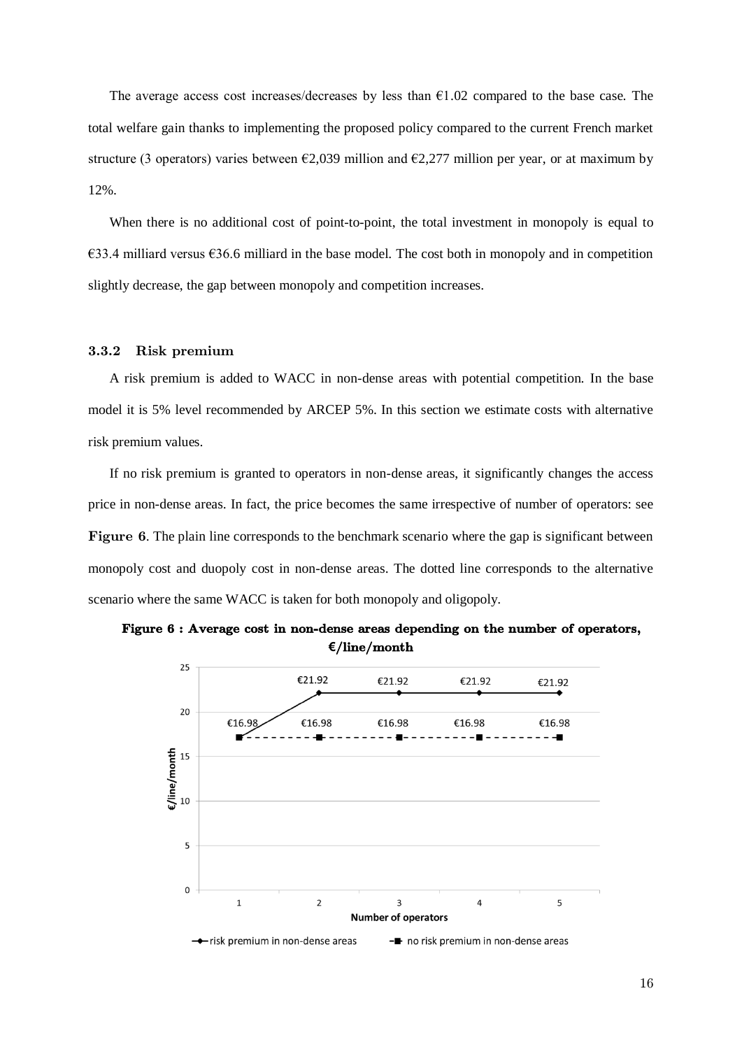The average access cost increases/decreases by less than €1.02 compared to the base case. The total welfare gain thanks to implementing the proposed policy compared to the current French market structure (3 operators) varies between €2,039 million and €2,277 million per year, or at maximum by 12%.

When there is no additional cost of point-to-point, the total investment in monopoly is equal to €33.4 milliard versus €36.6 milliard in the base model. The cost both in monopoly and in competition slightly decrease, the gap between monopoly and competition increases.

### 3.3.2 Risk premium

A risk premium is added to WACC in non-dense areas with potential competition. In the base model it is 5% level recommended by ARCEP 5%. In this section we estimate costs with alternative risk premium values.

If no risk premium is granted to operators in non-dense areas, it significantly changes the access price in non-dense areas. In fact, the price becomes the same irrespective of number of operators: see **Figure 6**. The plain line corresponds to the benchmark scenario where the gap is significant between monopoly cost and duopoly cost in non-dense areas. The dotted line corresponds to the alternative scenario where the same WACC is taken for both monopoly and oligopoly.

**Figure 6 : Average cost in non-dense areas depending on the number of operators, €/line/month**

| Number of operators | 1 | 2 | 3 | 4 | 5 |
|---|---|---|---|---|---|
| risk premium in non-dense areas | €16.98 | €21.92 | €21.92 | €21.92 | €21.92 |
| no risk premium in non-dense areas | €16.98 | €16.98 | €16.98 | €16.98 | €16.98 |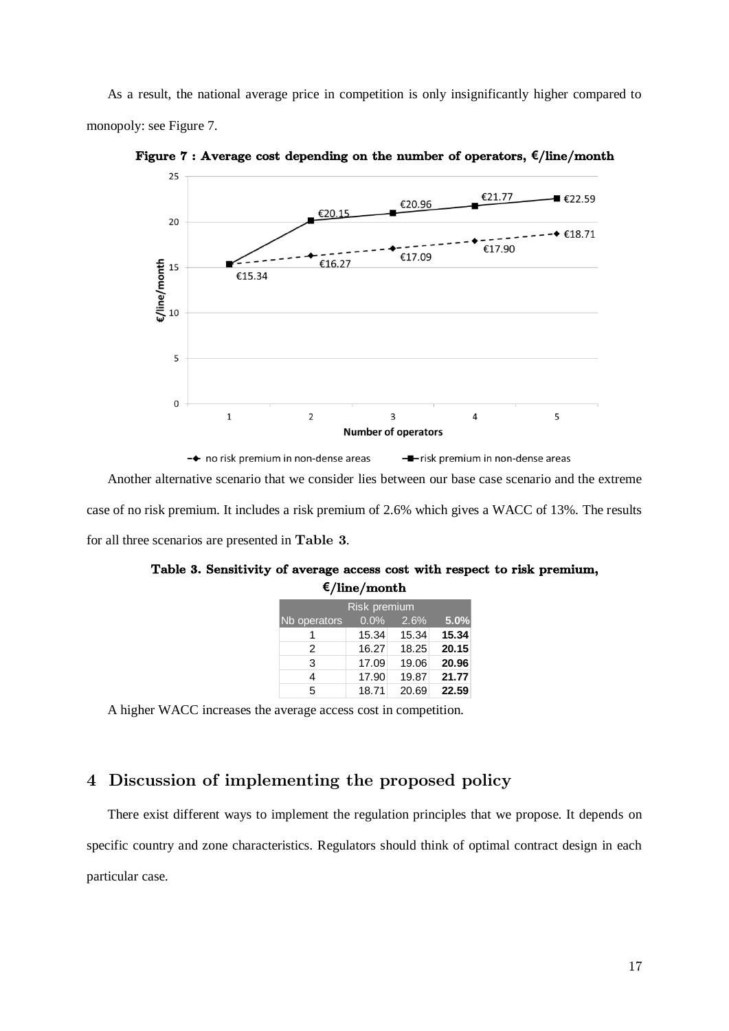As a result, the national average price in competition is only insignificantly higher compared to monopoly: see Figure 7.

**Figure 7 : Average cost depending on the number of operators, €/line/month**

Another alternative scenario that we consider lies between our base case scenario and the extreme case of no risk premium. It includes a risk premium of 2.6% which gives a WACC of 13%. The results for all three scenarios are presented in **Table 3**.

**Table 3. Sensitivity of average access cost with respect to risk premium, €/line/month**

| | Risk premium | | |
|---|---|---|---|
| Nb operators | 0.0% | 2.6% | **5.0%** |
| 1 | 15.34 | 15.34 | **15.34** |
| 2 | 16.27 | 18.25 | **20.15** |
| 3 | 17.09 | 19.06 | **20.96** |
| 4 | 17.90 | 19.87 | **21.77** |
| 5 | 18.71 | 20.69 | **22.59** |

A higher WACC increases the average access cost in competition.

# 4 Discussion of implementing the proposed policy

There exist different ways to implement the regulation principles that we propose. It depends on specific country and zone characteristics. Regulators should think of optimal contract design in each particular case.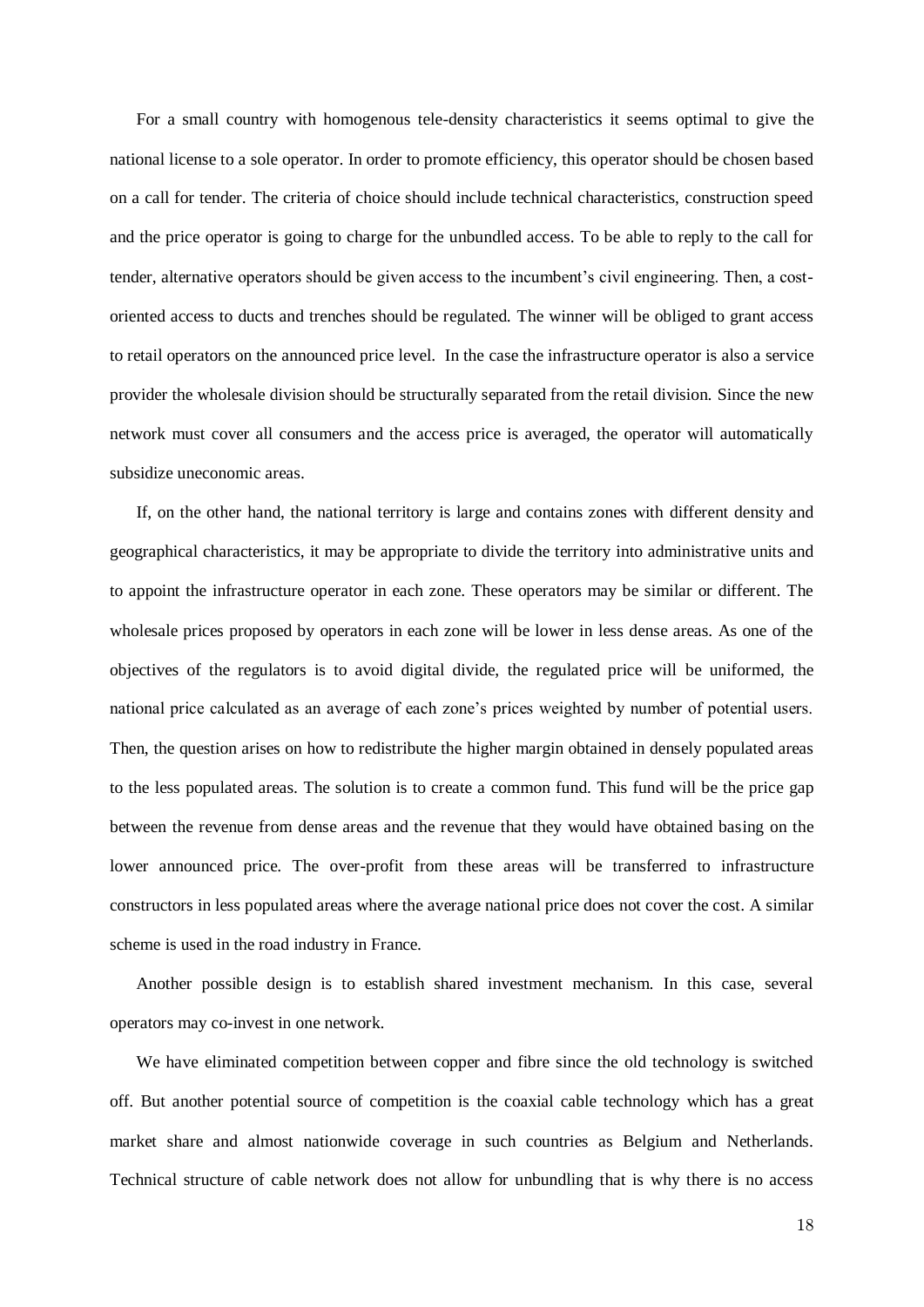For a small country with homogenous tele-density characteristics it seems optimal to give the national license to a sole operator. In order to promote efficiency, this operator should be chosen based on a call for tender. The criteria of choice should include technical characteristics, construction speed and the price operator is going to charge for the unbundled access. To be able to reply to the call for tender, alternative operators should be given access to the incumbent's civil engineering. Then, a cost-oriented access to ducts and trenches should be regulated. The winner will be obliged to grant access to retail operators on the announced price level. In the case the infrastructure operator is also a service provider the wholesale division should be structurally separated from the retail division. Since the new network must cover all consumers and the access price is averaged, the operator will automatically subsidize uneconomic areas.

If, on the other hand, the national territory is large and contains zones with different density and geographical characteristics, it may be appropriate to divide the territory into administrative units and to appoint the infrastructure operator in each zone. These operators may be similar or different. The wholesale prices proposed by operators in each zone will be lower in less dense areas. As one of the objectives of the regulators is to avoid digital divide, the regulated price will be uniformed, the national price calculated as an average of each zone's prices weighted by number of potential users. Then, the question arises on how to redistribute the higher margin obtained in densely populated areas to the less populated areas. The solution is to create a common fund. This fund will be the price gap between the revenue from dense areas and the revenue that they would have obtained basing on the lower announced price. The over-profit from these areas will be transferred to infrastructure constructors in less populated areas where the average national price does not cover the cost. A similar scheme is used in the road industry in France.

Another possible design is to establish shared investment mechanism. In this case, several operators may co-invest in one network.

We have eliminated competition between copper and fibre since the old technology is switched off. But another potential source of competition is the coaxial cable technology which has a great market share and almost nationwide coverage in such countries as Belgium and Netherlands. Technical structure of cable network does not allow for unbundling that is why there is no access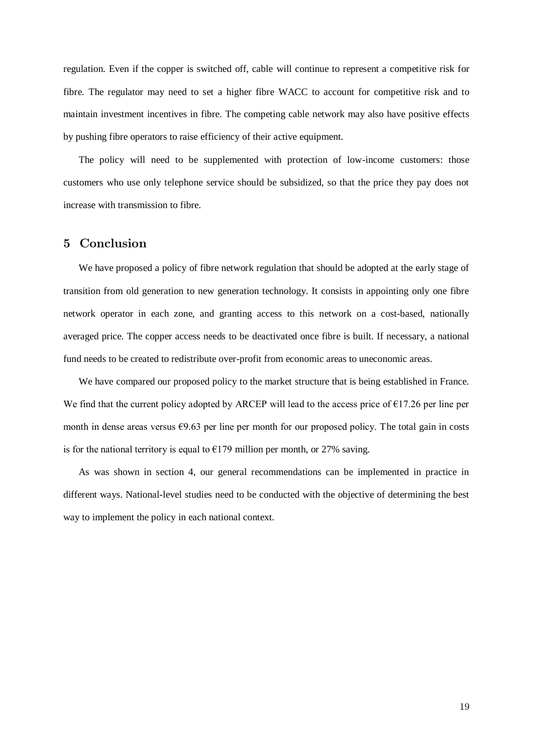regulation. Even if the copper is switched off, cable will continue to represent a competitive risk for fibre. The regulator may need to set a higher fibre WACC to account for competitive risk and to maintain investment incentives in fibre. The competing cable network may also have positive effects by pushing fibre operators to raise efficiency of their active equipment.

The policy will need to be supplemented with protection of low-income customers: those customers who use only telephone service should be subsidized, so that the price they pay does not increase with transmission to fibre.

## 5 Conclusion

We have proposed a policy of fibre network regulation that should be adopted at the early stage of transition from old generation to new generation technology. It consists in appointing only one fibre network operator in each zone, and granting access to this network on a cost-based, nationally averaged price. The copper access needs to be deactivated once fibre is built. If necessary, a national fund needs to be created to redistribute over-profit from economic areas to uneconomic areas.

We have compared our proposed policy to the market structure that is being established in France. We find that the current policy adopted by ARCEP will lead to the access price of €17.26 per line per month in dense areas versus €9.63 per line per month for our proposed policy. The total gain in costs is for the national territory is equal to €179 million per month, or 27% saving.

As was shown in section 4, our general recommendations can be implemented in practice in different ways. National-level studies need to be conducted with the objective of determining the best way to implement the policy in each national context.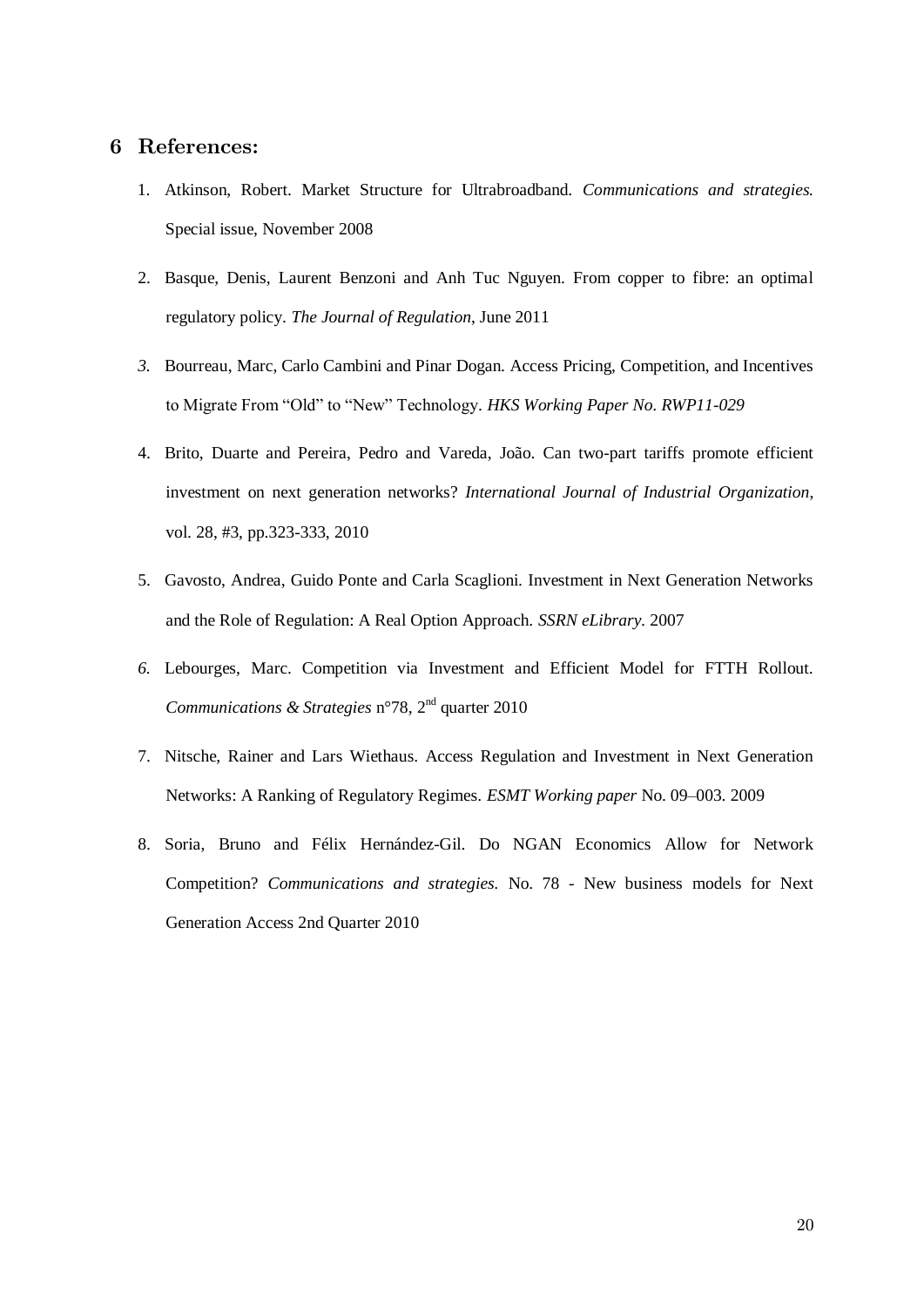## 6 References:

1. Atkinson, Robert. Market Structure for Ultrabroadband. *Communications and strategies.* Special issue, November 2008
2. Basque, Denis, Laurent Benzoni and Anh Tuc Nguyen. From copper to fibre: an optimal regulatory policy. *The Journal of Regulation*, June 2011
3. Bourreau, Marc, Carlo Cambini and Pinar Dogan. Access Pricing, Competition, and Incentives to Migrate From "Old" to "New" Technology. *HKS Working Paper No. RWP11-029*
4. Brito, Duarte and Pereira, Pedro and Vareda, João. Can two-part tariffs promote efficient investment on next generation networks? *International Journal of Industrial Organization*, vol. 28, #3, pp.323-333, 2010
5. Gavosto, Andrea, Guido Ponte and Carla Scaglioni. Investment in Next Generation Networks and the Role of Regulation: A Real Option Approach. *SSRN eLibrary.* 2007
6. Lebourges, Marc. Competition via Investment and Efficient Model for FTTH Rollout. *Communications & Strategies* n°78, 2nd quarter 2010
7. Nitsche, Rainer and Lars Wiethaus. Access Regulation and Investment in Next Generation Networks: A Ranking of Regulatory Regimes. *ESMT Working paper* No. 09–003. 2009
8. Soria, Bruno and Félix Hernández-Gil. Do NGAN Economics Allow for Network Competition? *Communications and strategies.* No. 78 - New business models for Next Generation Access 2nd Quarter 2010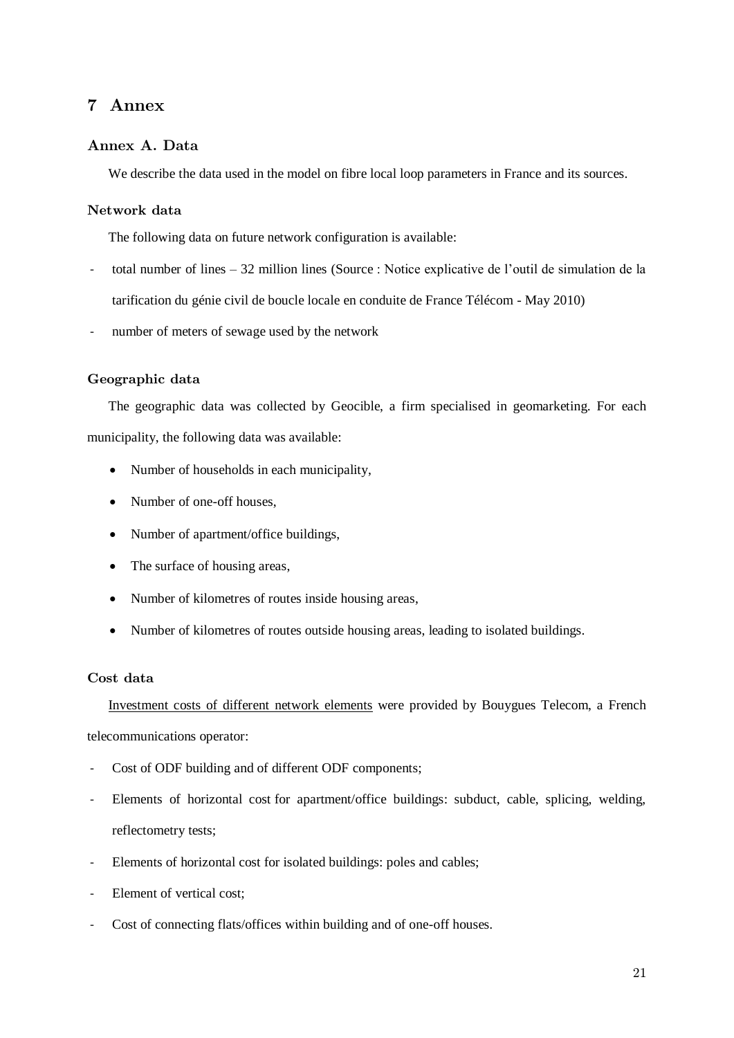# 7 Annex

## Annex A. Data

We describe the data used in the model on fibre local loop parameters in France and its sources.

### Network data

The following data on future network configuration is available:

- total number of lines – 32 million lines (Source : Notice explicative de l'outil de simulation de la tarification du génie civil de boucle locale en conduite de France Télécom - May 2010)
- number of meters of sewage used by the network

### Geographic data

The geographic data was collected by Geocible, a firm specialised in geomarketing. For each municipality, the following data was available:

- Number of households in each municipality,
- Number of one-off houses,
- Number of apartment/office buildings,
- The surface of housing areas,
- Number of kilometres of routes inside housing areas,
- Number of kilometres of routes outside housing areas, leading to isolated buildings.

### Cost data

<u>Investment costs of different network elements</u> were provided by Bouygues Telecom, a French telecommunications operator:

- Cost of ODF building and of different ODF components;
- Elements of horizontal cost for apartment/office buildings: subduct, cable, splicing, welding, reflectometry tests;
- Elements of horizontal cost for isolated buildings: poles and cables;
- Element of vertical cost;
- Cost of connecting flats/offices within building and of one-off houses.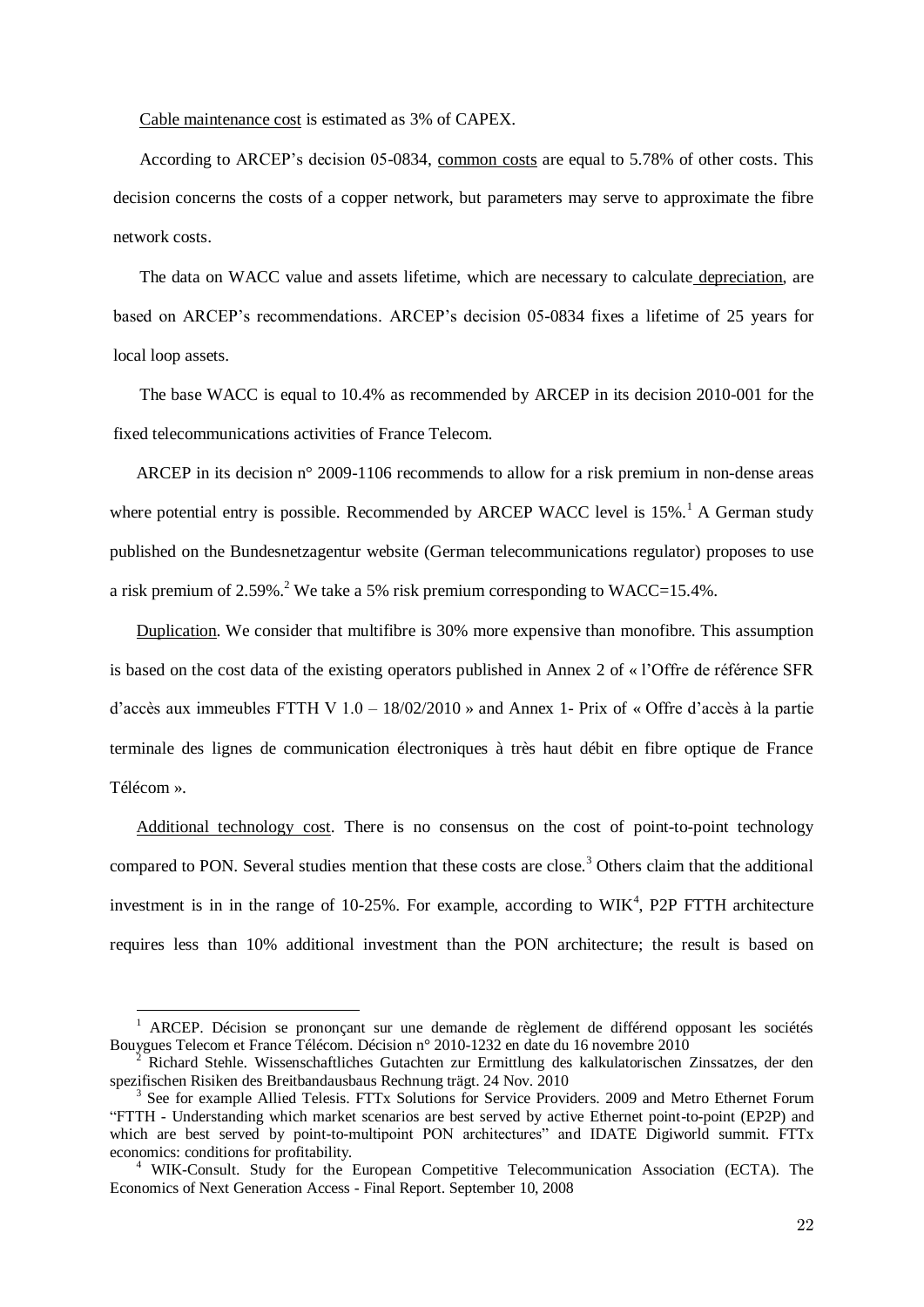Cable maintenance cost is estimated as 3% of CAPEX.

According to ARCEP's decision 05-0834, common costs are equal to 5.78% of other costs. This decision concerns the costs of a copper network, but parameters may serve to approximate the fibre network costs.

The data on WACC value and assets lifetime, which are necessary to calculate depreciation, are based on ARCEP's recommendations. ARCEP's decision 05-0834 fixes a lifetime of 25 years for local loop assets.

The base WACC is equal to 10.4% as recommended by ARCEP in its decision 2010-001 for the fixed telecommunications activities of France Telecom.

ARCEP in its decision n° 2009-1106 recommends to allow for a risk premium in non-dense areas where potential entry is possible. Recommended by ARCEP WACC level is 15%.[1] A German study published on the Bundesnetzagentur website (German telecommunications regulator) proposes to use a risk premium of 2.59%.[2] We take a 5% risk premium corresponding to WACC=15.4%.

Duplication. We consider that multifibre is 30% more expensive than monofibre. This assumption is based on the cost data of the existing operators published in Annex 2 of « l'Offre de référence SFR d'accès aux immeubles FTTH V 1.0 – 18/02/2010 » and Annex 1- Prix of « Offre d'accès à la partie terminale des lignes de communication électroniques à très haut débit en fibre optique de France Télécom ».

Additional technology cost. There is no consensus on the cost of point-to-point technology compared to PON. Several studies mention that these costs are close.[3] Others claim that the additional investment is in in the range of 10-25%. For example, according to WIK[4], P2P FTTH architecture requires less than 10% additional investment than the PON architecture; the result is based on

---

[1] ARCEP. Décision se prononçant sur une demande de règlement de différend opposant les sociétés Bouygues Telecom et France Télécom. Décision n° 2010-1232 en date du 16 novembre 2010

[2] Richard Stehle. Wissenschaftliches Gutachten zur Ermittlung des kalkulatorischen Zinssatzes, der den spezifischen Risiken des Breitbandausbaus Rechnung trägt. 24 Nov. 2010

[3] See for example Allied Telesis. FTTx Solutions for Service Providers. 2009 and Metro Ethernet Forum "FTTH - Understanding which market scenarios are best served by active Ethernet point-to-point (EP2P) and which are best served by point-to-multipoint PON architectures" and IDATE Digiworld summit. FTTx economics: conditions for profitability.

[4] WIK-Consult. Study for the European Competitive Telecommunication Association (ECTA). The Economics of Next Generation Access - Final Report. September 10, 2008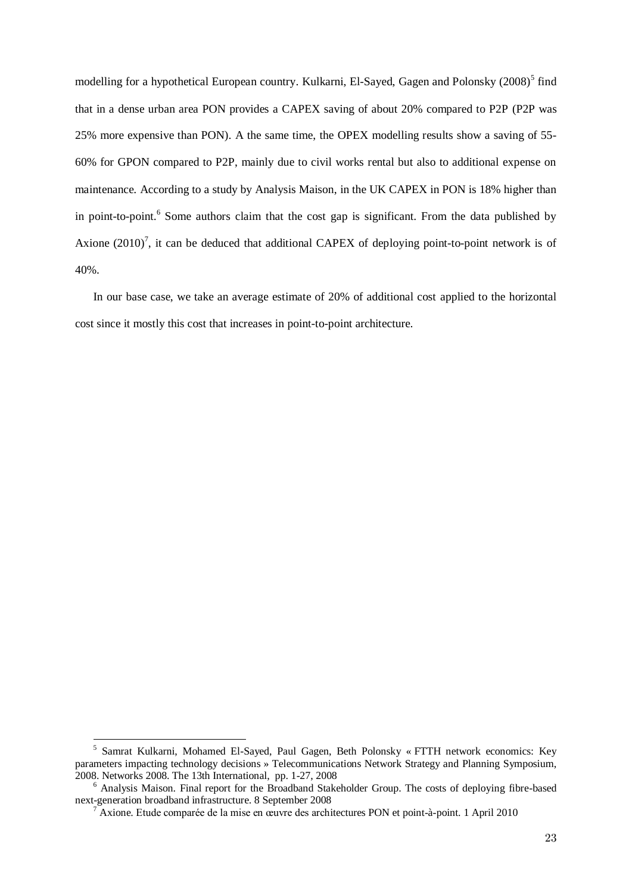modelling for a hypothetical European country. Kulkarni, El-Sayed, Gagen and Polonsky (2008)[5] find that in a dense urban area PON provides a CAPEX saving of about 20% compared to P2P (P2P was 25% more expensive than PON). A the same time, the OPEX modelling results show a saving of 55-60% for GPON compared to P2P, mainly due to civil works rental but also to additional expense on maintenance. According to a study by Analysis Maison, in the UK CAPEX in PON is 18% higher than in point-to-point.[6] Some authors claim that the cost gap is significant. From the data published by Axione (2010)[7], it can be deduced that additional CAPEX of deploying point-to-point network is of 40%.

In our base case, we take an average estimate of 20% of additional cost applied to the horizontal cost since it mostly this cost that increases in point-to-point architecture.

---

[5] Samrat Kulkarni, Mohamed El-Sayed, Paul Gagen, Beth Polonsky « FTTH network economics: Key parameters impacting technology decisions » Telecommunications Network Strategy and Planning Symposium, 2008. Networks 2008. The 13th International, pp. 1-27, 2008

[6] Analysis Maison. Final report for the Broadband Stakeholder Group. The costs of deploying fibre-based next-generation broadband infrastructure. 8 September 2008

[7] Axione. Etude comparée de la mise en œuvre des architectures PON et point-à-point. 1 April 2010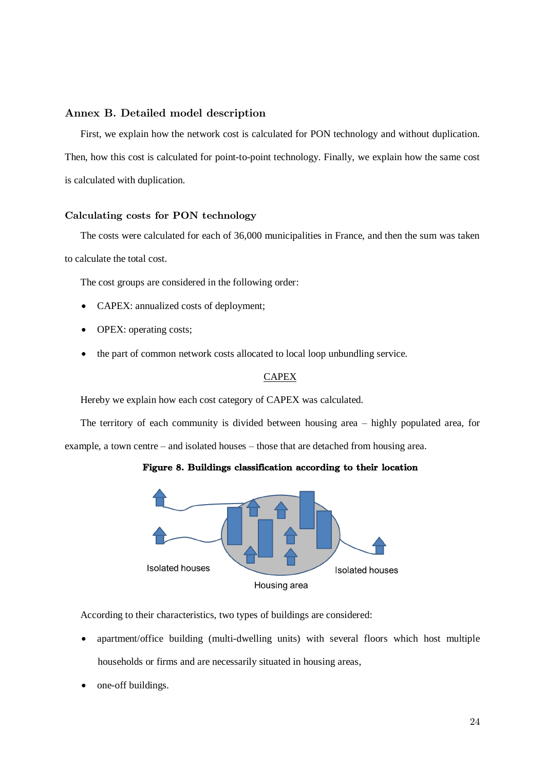## Annex B. Detailed model description

First, we explain how the network cost is calculated for PON technology and without duplication. Then, how this cost is calculated for point-to-point technology. Finally, we explain how the same cost is calculated with duplication.

### Calculating costs for PON technology

The costs were calculated for each of 36,000 municipalities in France, and then the sum was taken to calculate the total cost.

The cost groups are considered in the following order:

- CAPEX: annualized costs of deployment;
- OPEX: operating costs;
- the part of common network costs allocated to local loop unbundling service.

CAPEX

Hereby we explain how each cost category of CAPEX was calculated.

The territory of each community is divided between housing area – highly populated area, for example, a town centre – and isolated houses – those that are detached from housing area.

**Figure 8. Buildings classification according to their location**

Isolated houses

Housing area

Isolated houses

According to their characteristics, two types of buildings are considered:

- apartment/office building (multi-dwelling units) with several floors which host multiple households or firms and are necessarily situated in housing areas,
- one-off buildings.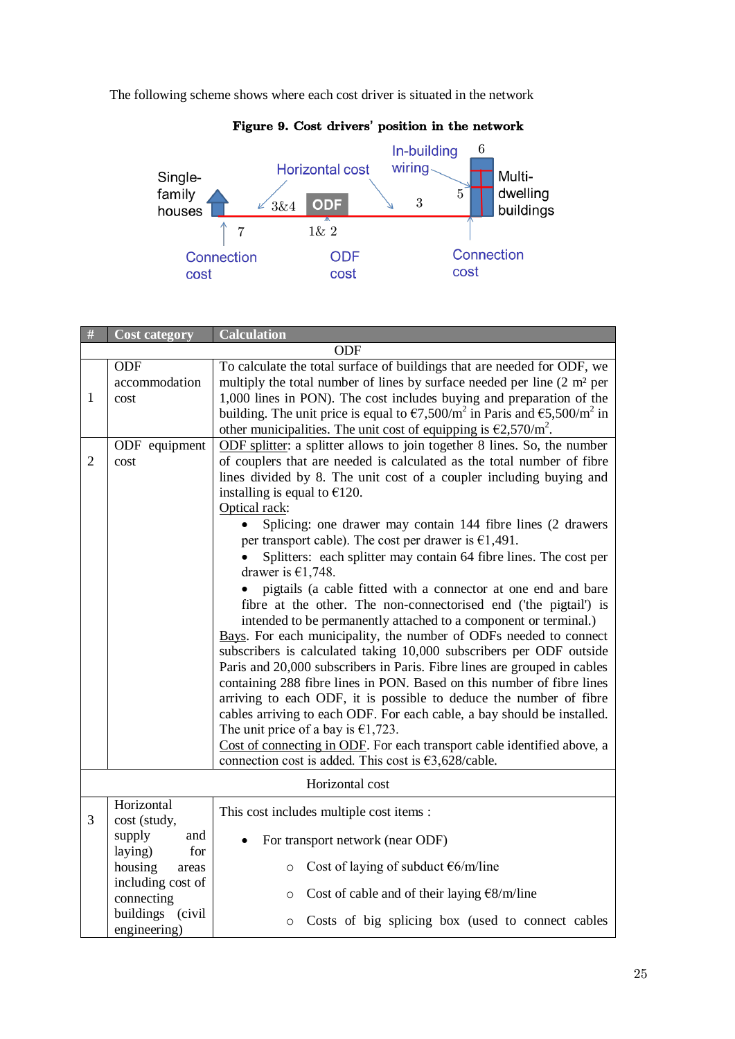The following scheme shows where each cost driver is situated in the network

**Figure 9. Cost drivers' position in the network**

Single-family houses — Horizontal cost — 3&4 — ODF — 3 — In-building wiring — 5 — 6 — Multi-dwelling buildings

7 — Connection cost; 1& 2 — ODF cost; Connection cost

| # | Cost category | Calculation |
|---|---|---|
| | | ODF |
| 1 | ODF accommodation cost | To calculate the total surface of buildings that are needed for ODF, we multiply the total number of lines by surface needed per line (2 m² per 1,000 lines in PON). The cost includes buying and preparation of the building. The unit price is equal to €7,500/m$^2$ in Paris and €5,500/m$^2$ in other municipalities. The unit cost of equipping is €2,570/m$^2$. |
| 2 | ODF equipment cost | ODF splitter: a splitter allows to join together 8 lines. So, the number of couplers that are needed is calculated as the total number of fibre lines divided by 8. The unit cost of a coupler including buying and installing is equal to €120. <br> Optical rack: <br> • Splicing: one drawer may contain 144 fibre lines (2 drawers per transport cable). The cost per drawer is €1,491. <br> • Splitters: each splitter may contain 64 fibre lines. The cost per drawer is €1,748. <br> • pigtails (a cable fitted with a connector at one end and bare fibre at the other. The non-connectorised end ('the pigtail') is intended to be permanently attached to a component or terminal.) <br> Bays. For each municipality, the number of ODFs needed to connect subscribers is calculated taking 10,000 subscribers per ODF outside Paris and 20,000 subscribers in Paris. Fibre lines are grouped in cables containing 288 fibre lines in PON. Based on this number of fibre lines arriving to each ODF, it is possible to deduce the number of fibre cables arriving to each ODF. For each cable, a bay should be installed. The unit price of a bay is €1,723. <br> Cost of connecting in ODF. For each transport cable identified above, a connection cost is added. This cost is €3,628/cable. |
| | | Horizontal cost |
| 3 | Horizontal cost (study, supply and laying) for housing areas including cost of connecting buildings (civil engineering) | This cost includes multiple cost items : <br> • For transport network (near ODF) <br> ○ Cost of laying of subduct €6/m/line <br> ○ Cost of cable and of their laying €8/m/line <br> ○ Costs of big splicing box (used to connect cables |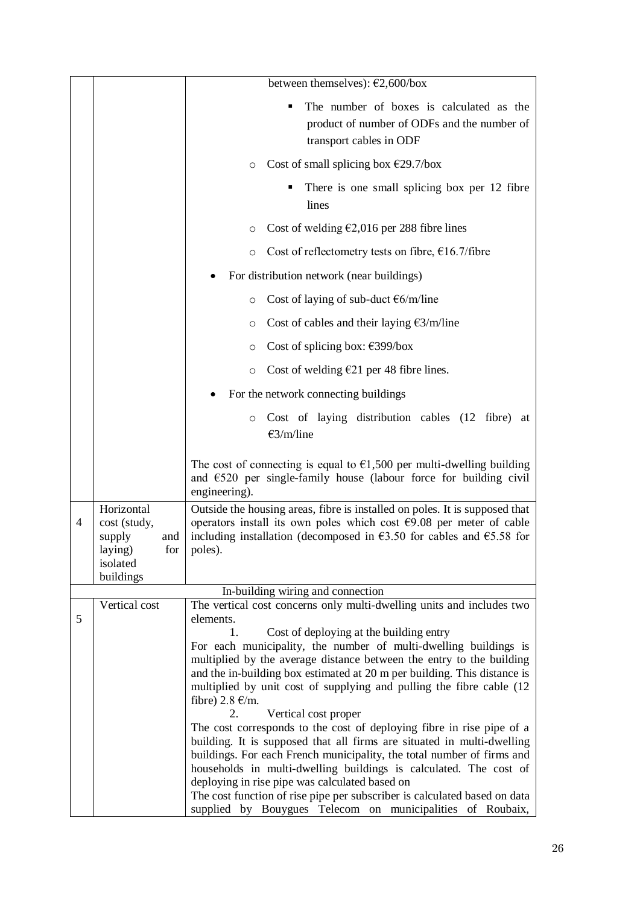| | | |
|---|---|---|
| | | between themselves): €2,600/box<br>▪ The number of boxes is calculated as the product of number of ODFs and the number of transport cables in ODF<br>○ Cost of small splicing box €29.7/box<br>▪ There is one small splicing box per 12 fibre lines<br>○ Cost of welding €2,016 per 288 fibre lines<br>○ Cost of reflectometry tests on fibre, €16.7/fibre<br>• For distribution network (near buildings)<br>○ Cost of laying of sub-duct €6/m/line<br>○ Cost of cables and their laying €3/m/line<br>○ Cost of splicing box: €399/box<br>○ Cost of welding €21 per 48 fibre lines.<br>• For the network connecting buildings<br>○ Cost of laying distribution cables (12 fibre) at €3/m/line<br><br>The cost of connecting is equal to €1,500 per multi-dwelling building and €520 per single-family house (labour force for building civil engineering). |
| 4 | Horizontal cost (study, supply and laying) for isolated buildings | Outside the housing areas, fibre is installed on poles. It is supposed that operators install its own poles which cost €9.08 per meter of cable including installation (decomposed in €3.50 for cables and €5.58 for poles). |
| | | In-building wiring and connection |
| 5 | Vertical cost | The vertical cost concerns only multi-dwelling units and includes two elements.<br>1. Cost of deploying at the building entry<br>For each municipality, the number of multi-dwelling buildings is multiplied by the average distance between the entry to the building and the in-building box estimated at 20 m per building. This distance is multiplied by unit cost of supplying and pulling the fibre cable (12 fibre) 2.8 €/m.<br>2. Vertical cost proper<br>The cost corresponds to the cost of deploying fibre in rise pipe of a building. It is supposed that all firms are situated in multi-dwelling buildings. For each French municipality, the total number of firms and households in multi-dwelling buildings is calculated. The cost of deploying in rise pipe was calculated based on<br>The cost function of rise pipe per subscriber is calculated based on data supplied by Bouygues Telecom on municipalities of Roubaix, |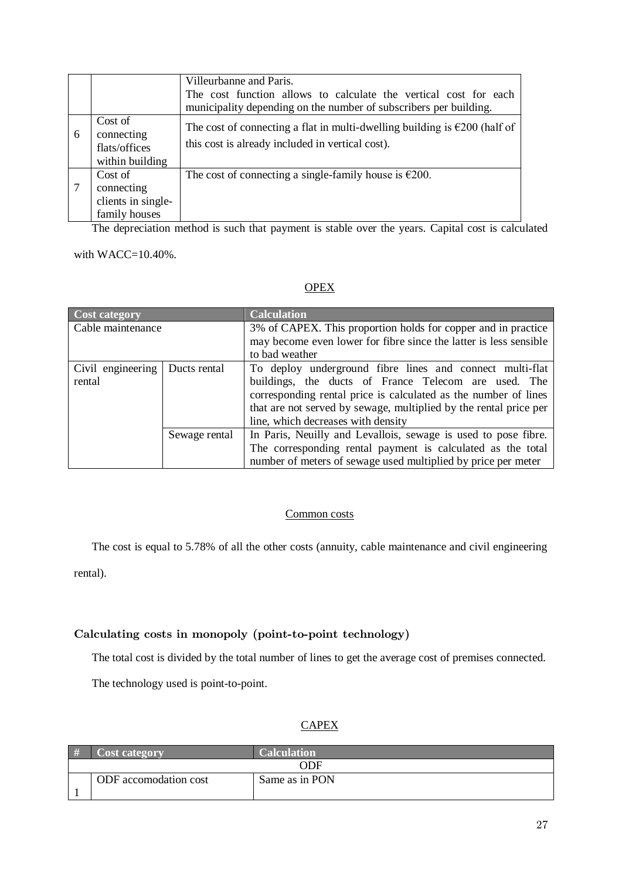| | | |
|---|---|---|
| | | Villeurbanne and Paris. The cost function allows to calculate the vertical cost for each municipality depending on the number of subscribers per building. |
| 6 | Cost of connecting flats/offices within building | The cost of connecting a flat in multi-dwelling building is €200 (half of this cost is already included in vertical cost). |
| 7 | Cost of connecting clients in single-family houses | The cost of connecting a single-family house is €200. |

The depreciation method is such that payment is stable over the years. Capital cost is calculated with WACC=10.40%.

OPEX

| Cost category | | Calculation |
|---|---|---|
| Cable maintenance | | 3% of CAPEX. This proportion holds for copper and in practice may become even lower for fibre since the latter is less sensible to bad weather |
| Civil engineering rental | Ducts rental | To deploy underground fibre lines and connect multi-flat buildings, the ducts of France Telecom are used. The corresponding rental price is calculated as the number of lines that are not served by sewage, multiplied by the rental price per line, which decreases with density |
| | Sewage rental | In Paris, Neuilly and Levallois, sewage is used to pose fibre. The corresponding rental payment is calculated as the total number of meters of sewage used multiplied by price per meter |

Common costs

The cost is equal to 5.78% of all the other costs (annuity, cable maintenance and civil engineering rental).

### Calculating costs in monopoly (point-to-point technology)

The total cost is divided by the total number of lines to get the average cost of premises connected.

The technology used is point-to-point.

CAPEX

| # | Cost category | Calculation |
|---|---|---|
| | ODF | |
| 1 | ODF accomodation cost | Same as in PON |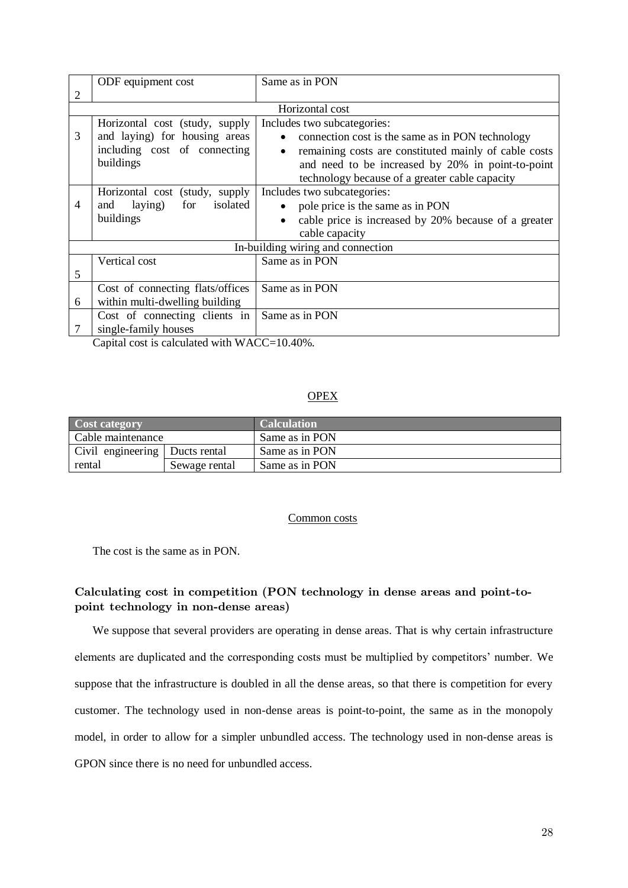| | | |
|---|---|---|
| 2 | ODF equipment cost | Same as in PON |
| | Horizontal cost | |
| 3 | Horizontal cost (study, supply and laying) for housing areas including cost of connecting buildings | Includes two subcategories:<br>• connection cost is the same as in PON technology<br>• remaining costs are constituted mainly of cable costs and need to be increased by 20% in point-to-point technology because of a greater cable capacity |
| 4 | Horizontal cost (study, supply and laying) for isolated buildings | Includes two subcategories:<br>• pole price is the same as in PON<br>• cable price is increased by 20% because of a greater cable capacity |
| | In-building wiring and connection | |
| 5 | Vertical cost | Same as in PON |
| 6 | Cost of connecting flats/offices within multi-dwelling building | Same as in PON |
| 7 | Cost of connecting clients in single-family houses | Same as in PON |

Capital cost is calculated with WACC=10.40%.

OPEX

| Cost category | | Calculation |
|---|---|---|
| Cable maintenance | | Same as in PON |
| Civil engineering rental | Ducts rental | Same as in PON |
| | Sewage rental | Same as in PON |

Common costs

The cost is the same as in PON.

### Calculating cost in competition (PON technology in dense areas and point-to-point technology in non-dense areas)

We suppose that several providers are operating in dense areas. That is why certain infrastructure elements are duplicated and the corresponding costs must be multiplied by competitors' number. We suppose that the infrastructure is doubled in all the dense areas, so that there is competition for every customer. The technology used in non-dense areas is point-to-point, the same as in the monopoly model, in order to allow for a simpler unbundled access. The technology used in non-dense areas is GPON since there is no need for unbundled access.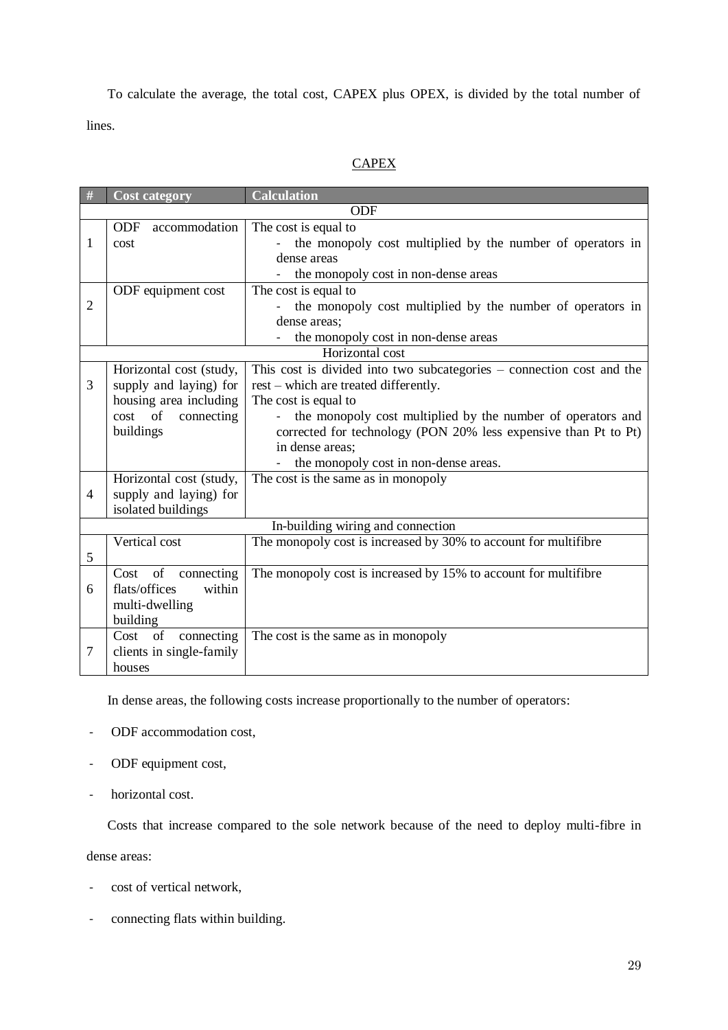To calculate the average, the total cost, CAPEX plus OPEX, is divided by the total number of lines.

<u>CAPEX</u>

| # | Cost category | Calculation |
|---|---|---|
| | | ODF |
| 1 | ODF accommodation cost | The cost is equal to<br>- the monopoly cost multiplied by the number of operators in dense areas<br>- the monopoly cost in non-dense areas |
| 2 | ODF equipment cost | The cost is equal to<br>- the monopoly cost multiplied by the number of operators in dense areas;<br>- the monopoly cost in non-dense areas |
| | | Horizontal cost |
| 3 | Horizontal cost (study, supply and laying) for housing area including cost of connecting buildings | This cost is divided into two subcategories – connection cost and the rest – which are treated differently.<br>The cost is equal to<br>- the monopoly cost multiplied by the number of operators and corrected for technology (PON 20% less expensive than Pt to Pt) in dense areas;<br>- the monopoly cost in non-dense areas. |
| 4 | Horizontal cost (study, supply and laying) for isolated buildings | The cost is the same as in monopoly |
| | | In-building wiring and connection |
| 5 | Vertical cost | The monopoly cost is increased by 30% to account for multifibre |
| 6 | Cost of connecting flats/offices within multi-dwelling building | The monopoly cost is increased by 15% to account for multifibre |
| 7 | Cost of connecting clients in single-family houses | The cost is the same as in monopoly |

In dense areas, the following costs increase proportionally to the number of operators:

- ODF accommodation cost,
- ODF equipment cost,
- horizontal cost.

Costs that increase compared to the sole network because of the need to deploy multi-fibre in dense areas:

- cost of vertical network,
- connecting flats within building.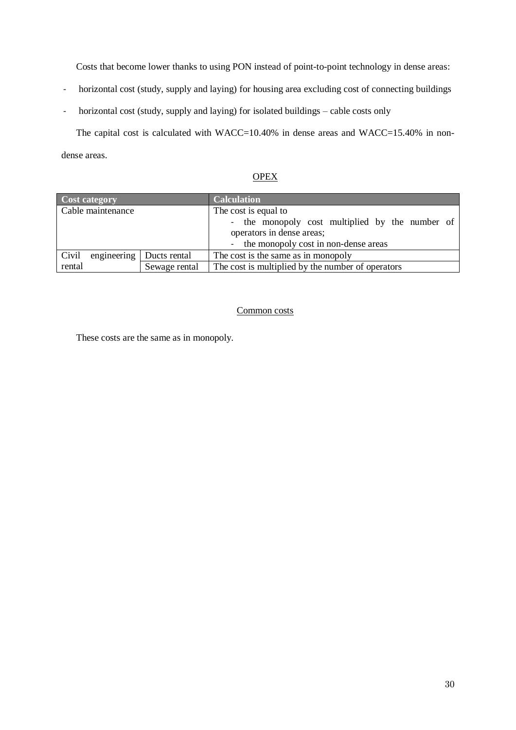Costs that become lower thanks to using PON instead of point-to-point technology in dense areas:

- horizontal cost (study, supply and laying) for housing area excluding cost of connecting buildings
- horizontal cost (study, supply and laying) for isolated buildings – cable costs only

The capital cost is calculated with WACC=10.40% in dense areas and WACC=15.40% in non-dense areas.

<u>OPEX</u>

| Cost category | | Calculation |
|---|---|---|
| Cable maintenance | | The cost is equal to<br>- the monopoly cost multiplied by the number of operators in dense areas;<br>- the monopoly cost in non-dense areas |
| Civil engineering rental | Ducts rental | The cost is the same as in monopoly |
| | Sewage rental | The cost is multiplied by the number of operators |

<u>Common costs</u>

These costs are the same as in monopoly.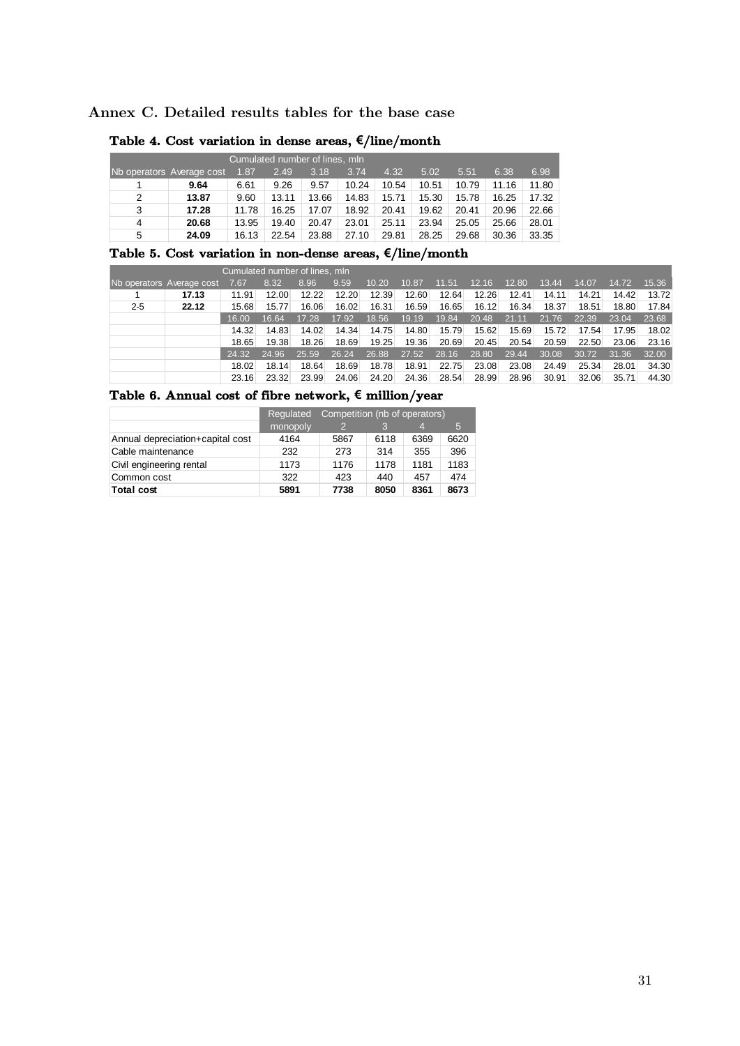## Annex C. Detailed results tables for the base case

### Table 4. Cost variation in dense areas, €/line/month

| | | Cumulated number of lines, mln | | | | | | | | |
|---|---|---|---|---|---|---|---|---|---|---|
| Nb operators | Average cost | 1.87 | 2.49 | 3.18 | 3.74 | 4.32 | 5.02 | 5.51 | 6.38 | 6.98 |
| 1 | **9.64** | 6.61 | 9.26 | 9.57 | 10.24 | 10.54 | 10.51 | 10.79 | 11.16 | 11.80 |
| 2 | **13.87** | 9.60 | 13.11 | 13.66 | 14.83 | 15.71 | 15.30 | 15.78 | 16.25 | 17.32 |
| 3 | **17.28** | 11.78 | 16.25 | 17.07 | 18.92 | 20.41 | 19.62 | 20.41 | 20.96 | 22.66 |
| 4 | **20.68** | 13.95 | 19.40 | 20.47 | 23.01 | 25.11 | 23.94 | 25.05 | 25.66 | 28.01 |
| 5 | **24.09** | 16.13 | 22.54 | 23.88 | 27.10 | 29.81 | 28.25 | 29.68 | 30.36 | 33.35 |

### Table 5. Cost variation in non-dense areas, €/line/month

| | | Cumulated number of lines, mln | | | | | | | | | | | | |
|---|---|---|---|---|---|---|---|---|---|---|---|---|---|---|
| Nb operators | Average cost | 7.67 | 8.32 | 8.96 | 9.59 | 10.20 | 10.87 | 11.51 | 12.16 | 12.80 | 13.44 | 14.07 | 14.72 | 15.36 |
| 1 | **17.13** | 11.91 | 12.00 | 12.22 | 12.20 | 12.39 | 12.60 | 12.64 | 12.26 | 12.41 | 14.11 | 14.21 | 14.42 | 13.72 |
| 2-5 | **22.12** | 15.68 | 15.77 | 16.06 | 16.02 | 16.31 | 16.59 | 16.65 | 16.12 | 16.34 | 18.37 | 18.51 | 18.80 | 17.84 |
| | | 16.00 | 16.64 | 17.28 | 17.92 | 18.56 | 19.19 | 19.84 | 20.48 | 21.11 | 21.76 | 22.39 | 23.04 | 23.68 |
| | | 14.32 | 14.83 | 14.02 | 14.34 | 14.75 | 14.80 | 15.79 | 15.62 | 15.69 | 15.72 | 17.54 | 17.95 | 18.02 |
| | | 18.65 | 19.38 | 18.26 | 18.69 | 19.25 | 19.36 | 20.69 | 20.45 | 20.54 | 20.59 | 22.50 | 23.06 | 23.16 |
| | | 24.32 | 24.96 | 25.59 | 26.24 | 26.88 | 27.52 | 28.16 | 28.80 | 29.44 | 30.08 | 30.72 | 31.36 | 32.00 |
| | | 18.02 | 18.14 | 18.64 | 18.69 | 18.78 | 18.91 | 22.75 | 23.08 | 23.08 | 24.49 | 25.34 | 28.01 | 34.30 |
| | | 23.16 | 23.32 | 23.99 | 24.06 | 24.20 | 24.36 | 28.54 | 28.99 | 28.96 | 30.91 | 32.06 | 35.71 | 44.30 |

### Table 6. Annual cost of fibre network, € million/year

| | Regulated | Competition (nb of operators) | | | |
|---|---|---|---|---|---|
| | monopoly | 2 | 3 | 4 | 5 |
| Annual depreciation+capital cost | 4164 | 5867 | 6118 | 6369 | 6620 |
| Cable maintenance | 232 | 273 | 314 | 355 | 396 |
| Civil engineering rental | 1173 | 1176 | 1178 | 1181 | 1183 |
| Common cost | 322 | 423 | 440 | 457 | 474 |
| **Total cost** | **5891** | **7738** | **8050** | **8361** | **8673** |